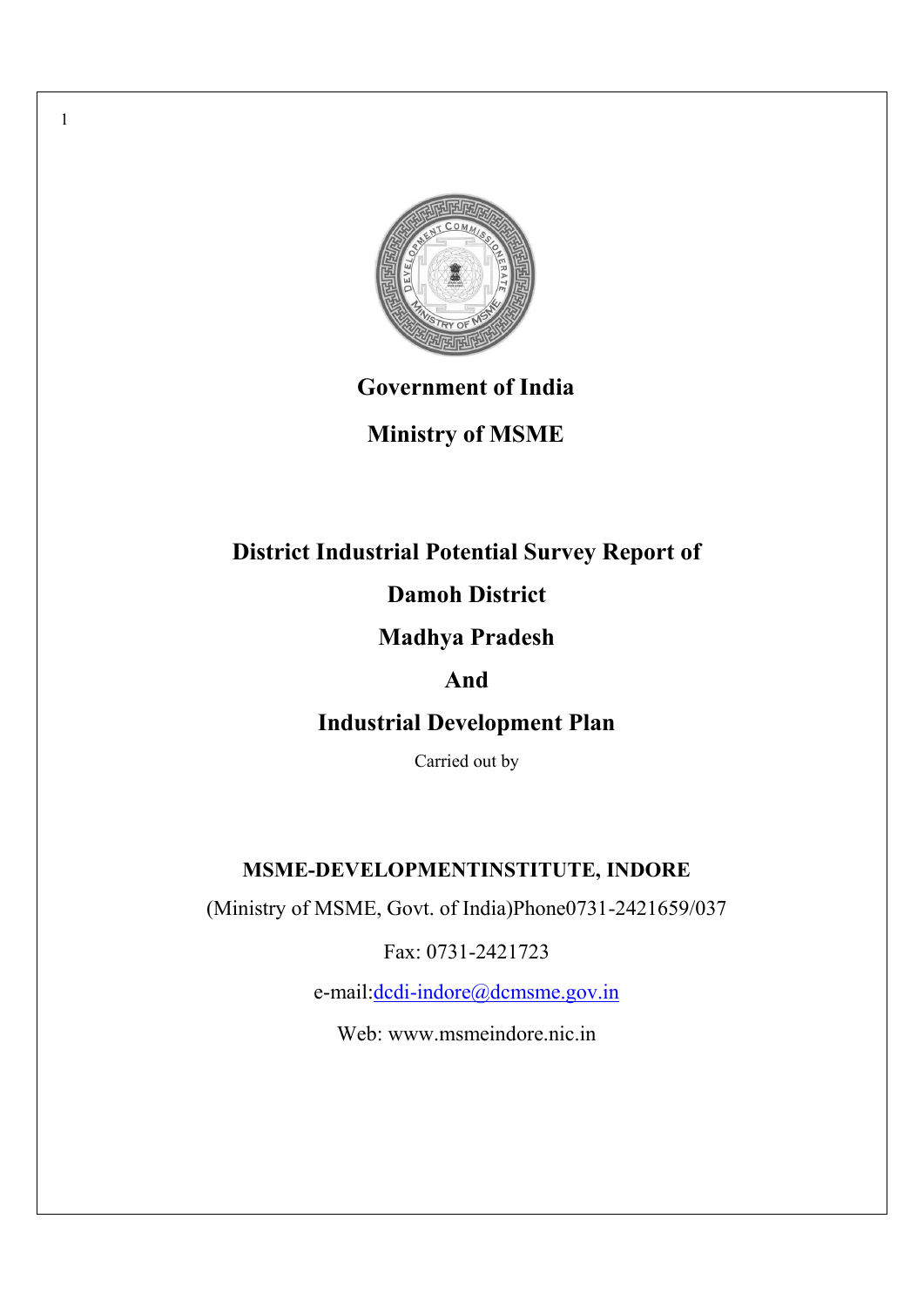**Government of India**

**Ministry of MSME**

# District Industrial Potential Survey Report of Damoh District Madhya Pradesh And Industrial Development Plan

Carried out by

**MSME-DEVELOPMENTINSTITUTE, INDORE**

(Ministry of MSME, Govt. of India)Phone0731-2421659/037

Fax: 0731-2421723

e-mail:dcdi-indore@dcmsme.gov.in

Web: www.msmeindore.nic.in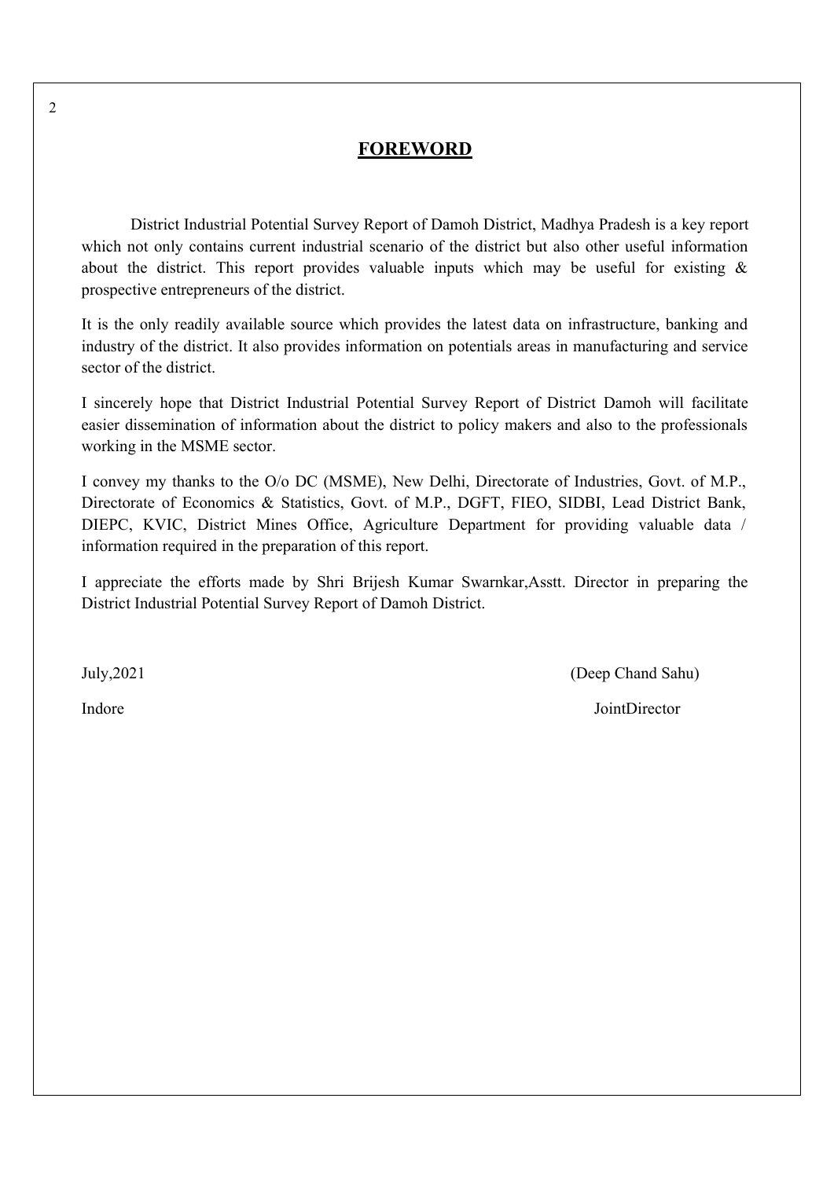# FOREWORD

District Industrial Potential Survey Report of Damoh District, Madhya Pradesh is a key report which not only contains current industrial scenario of the district but also other useful information about the district. This report provides valuable inputs which may be useful for existing & prospective entrepreneurs of the district.

It is the only readily available source which provides the latest data on infrastructure, banking and industry of the district. It also provides information on potentials areas in manufacturing and service sector of the district.

I sincerely hope that District Industrial Potential Survey Report of District Damoh will facilitate easier dissemination of information about the district to policy makers and also to the professionals working in the MSME sector.

I convey my thanks to the O/o DC (MSME), New Delhi, Directorate of Industries, Govt. of M.P., Directorate of Economics & Statistics, Govt. of M.P., DGFT, FIEO, SIDBI, Lead District Bank, DIEPC, KVIC, District Mines Office, Agriculture Department for providing valuable data / information required in the preparation of this report.

I appreciate the efforts made by Shri Brijesh Kumar Swarnkar,Asstt. Director in preparing the District Industrial Potential Survey Report of Damoh District.

July,2021 (Deep Chand Sahu)

Indore JointDirector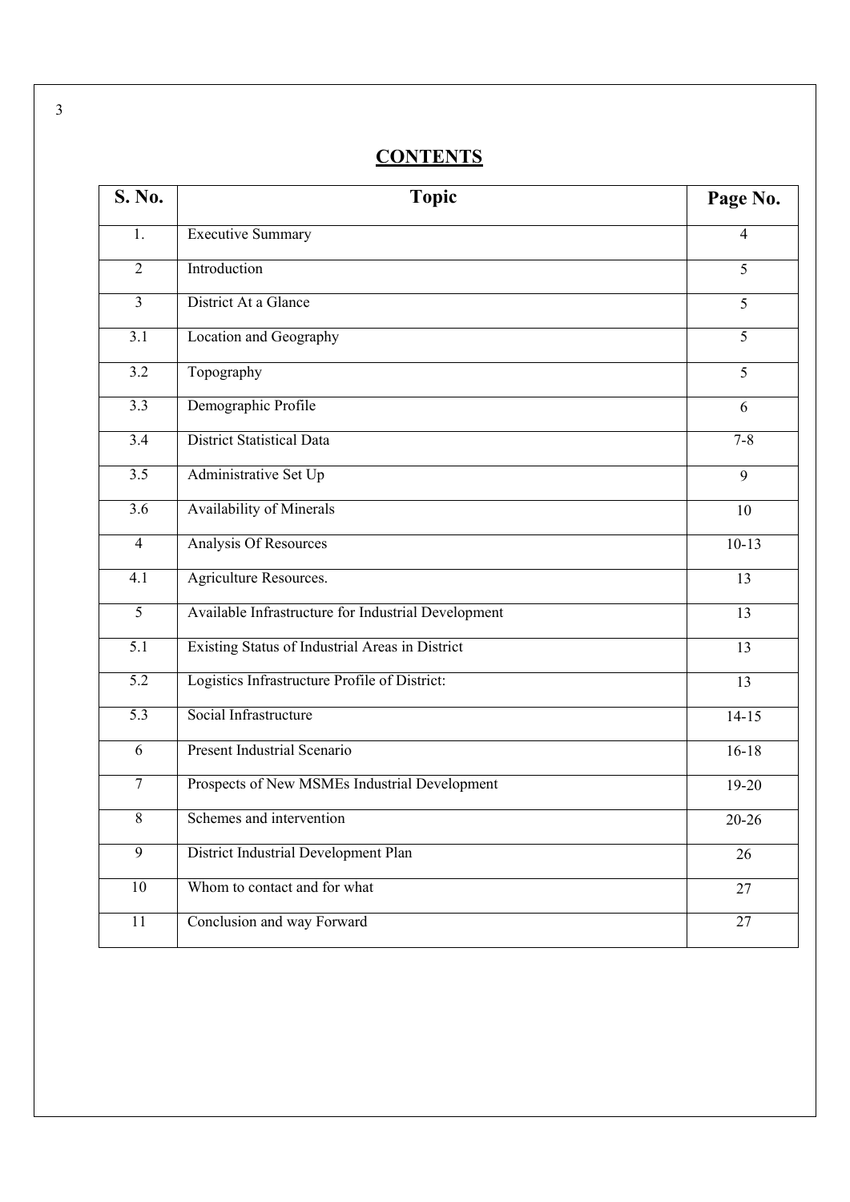## CONTENTS

| S. No. | Topic | Page No. |
|---|---|---|
| 1. | Executive Summary | 4 |
| 2 | Introduction | 5 |
| 3 | District At a Glance | 5 |
| 3.1 | Location and Geography | 5 |
| 3.2 | Topography | 5 |
| 3.3 | Demographic Profile | 6 |
| 3.4 | District Statistical Data | 7-8 |
| 3.5 | Administrative Set Up | 9 |
| 3.6 | Availability of Minerals | 10 |
| 4 | Analysis Of Resources | 10-13 |
| 4.1 | Agriculture Resources. | 13 |
| 5 | Available Infrastructure for Industrial Development | 13 |
| 5.1 | Existing Status of Industrial Areas in District | 13 |
| 5.2 | Logistics Infrastructure Profile of District: | 13 |
| 5.3 | Social Infrastructure | 14-15 |
| 6 | Present Industrial Scenario | 16-18 |
| 7 | Prospects of New MSMEs Industrial Development | 19-20 |
| 8 | Schemes and intervention | 20-26 |
| 9 | District Industrial Development Plan | 26 |
| 10 | Whom to contact and for what | 27 |
| 11 | Conclusion and way Forward | 27 |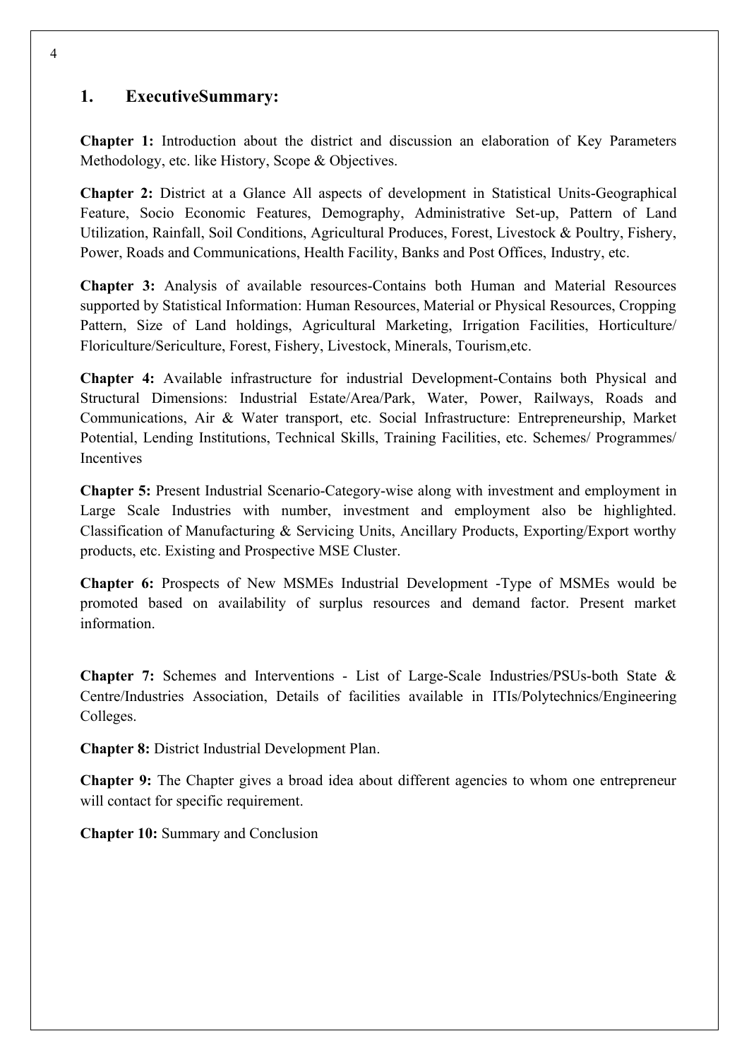## 1. ExecutiveSummary:

**Chapter 1:** Introduction about the district and discussion an elaboration of Key Parameters Methodology, etc. like History, Scope & Objectives.

**Chapter 2:** District at a Glance All aspects of development in Statistical Units-Geographical Feature, Socio Economic Features, Demography, Administrative Set-up, Pattern of Land Utilization, Rainfall, Soil Conditions, Agricultural Produces, Forest, Livestock & Poultry, Fishery, Power, Roads and Communications, Health Facility, Banks and Post Offices, Industry, etc.

**Chapter 3:** Analysis of available resources-Contains both Human and Material Resources supported by Statistical Information: Human Resources, Material or Physical Resources, Cropping Pattern, Size of Land holdings, Agricultural Marketing, Irrigation Facilities, Horticulture/ Floriculture/Sericulture, Forest, Fishery, Livestock, Minerals, Tourism,etc.

**Chapter 4:** Available infrastructure for industrial Development-Contains both Physical and Structural Dimensions: Industrial Estate/Area/Park, Water, Power, Railways, Roads and Communications, Air & Water transport, etc. Social Infrastructure: Entrepreneurship, Market Potential, Lending Institutions, Technical Skills, Training Facilities, etc. Schemes/ Programmes/ Incentives

**Chapter 5:** Present Industrial Scenario-Category-wise along with investment and employment in Large Scale Industries with number, investment and employment also be highlighted. Classification of Manufacturing & Servicing Units, Ancillary Products, Exporting/Export worthy products, etc. Existing and Prospective MSE Cluster.

**Chapter 6:** Prospects of New MSMEs Industrial Development -Type of MSMEs would be promoted based on availability of surplus resources and demand factor. Present market information.

**Chapter 7:** Schemes and Interventions - List of Large-Scale Industries/PSUs-both State & Centre/Industries Association, Details of facilities available in ITIs/Polytechnics/Engineering Colleges.

**Chapter 8:** District Industrial Development Plan.

**Chapter 9:** The Chapter gives a broad idea about different agencies to whom one entrepreneur will contact for specific requirement.

**Chapter 10:** Summary and Conclusion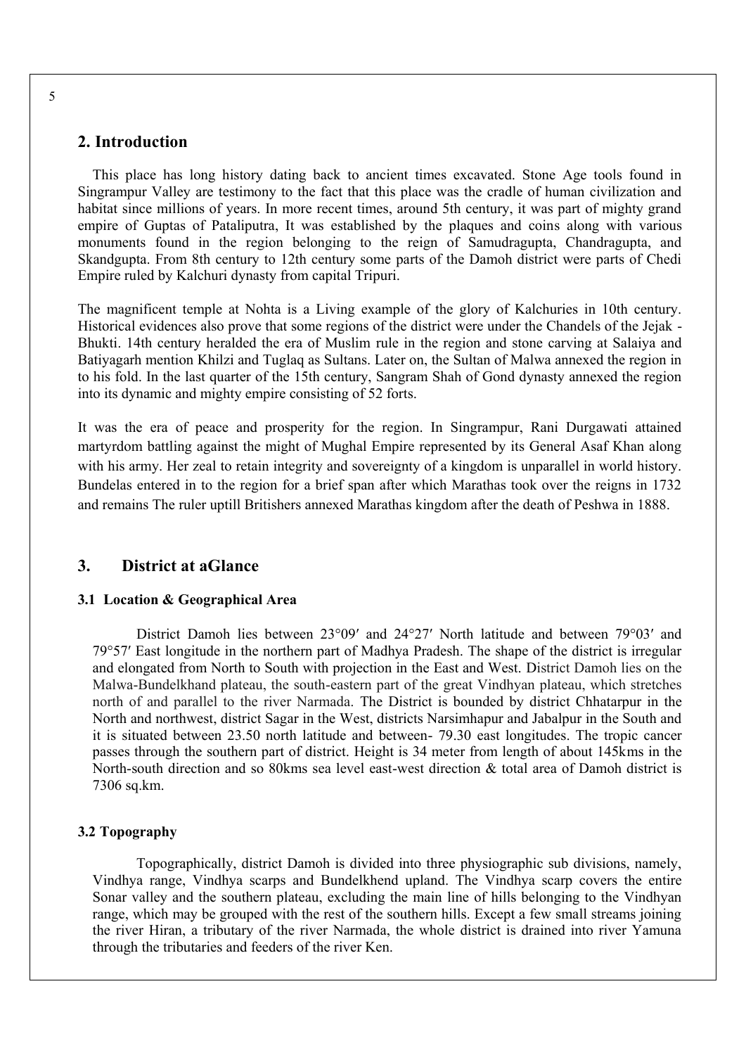## 2. Introduction

This place has long history dating back to ancient times excavated. Stone Age tools found in Singrampur Valley are testimony to the fact that this place was the cradle of human civilization and habitat since millions of years. In more recent times, around 5th century, it was part of mighty grand empire of Guptas of Pataliputra, It was established by the plaques and coins along with various monuments found in the region belonging to the reign of Samudragupta, Chandragupta, and Skandgupta. From 8th century to 12th century some parts of the Damoh district were parts of Chedi Empire ruled by Kalchuri dynasty from capital Tripuri.

The magnificent temple at Nohta is a Living example of the glory of Kalchuries in 10th century. Historical evidences also prove that some regions of the district were under the Chandels of the Jejak - Bhukti. 14th century heralded the era of Muslim rule in the region and stone carving at Salaiya and Batiyagarh mention Khilzi and Tuglaq as Sultans. Later on, the Sultan of Malwa annexed the region in to his fold. In the last quarter of the 15th century, Sangram Shah of Gond dynasty annexed the region into its dynamic and mighty empire consisting of 52 forts.

It was the era of peace and prosperity for the region. In Singrampur, Rani Durgawati attained martyrdom battling against the might of Mughal Empire represented by its General Asaf Khan along with his army. Her zeal to retain integrity and sovereignty of a kingdom is unparallel in world history. Bundelas entered in to the region for a brief span after which Marathas took over the reigns in 1732 and remains The ruler uptill Britishers annexed Marathas kingdom after the death of Peshwa in 1888.

## 3. District at aGlance

### 3.1 Location & Geographical Area

District Damoh lies between 23°09′ and 24°27′ North latitude and between 79°03′ and 79°57′ East longitude in the northern part of Madhya Pradesh. The shape of the district is irregular and elongated from North to South with projection in the East and West. District Damoh lies on the Malwa-Bundelkhand plateau, the south-eastern part of the great Vindhyan plateau, which stretches north of and parallel to the river Narmada. The District is bounded by district Chhatarpur in the North and northwest, district Sagar in the West, districts Narsimhapur and Jabalpur in the South and it is situated between 23.50 north latitude and between- 79.30 east longitudes. The tropic cancer passes through the southern part of district. Height is 34 meter from length of about 145kms in the North-south direction and so 80kms sea level east-west direction & total area of Damoh district is 7306 sq.km.

### 3.2 Topography

Topographically, district Damoh is divided into three physiographic sub divisions, namely, Vindhya range, Vindhya scarps and Bundelkhend upland. The Vindhya scarp covers the entire Sonar valley and the southern plateau, excluding the main line of hills belonging to the Vindhyan range, which may be grouped with the rest of the southern hills. Except a few small streams joining the river Hiran, a tributary of the river Narmada, the whole district is drained into river Yamuna through the tributaries and feeders of the river Ken.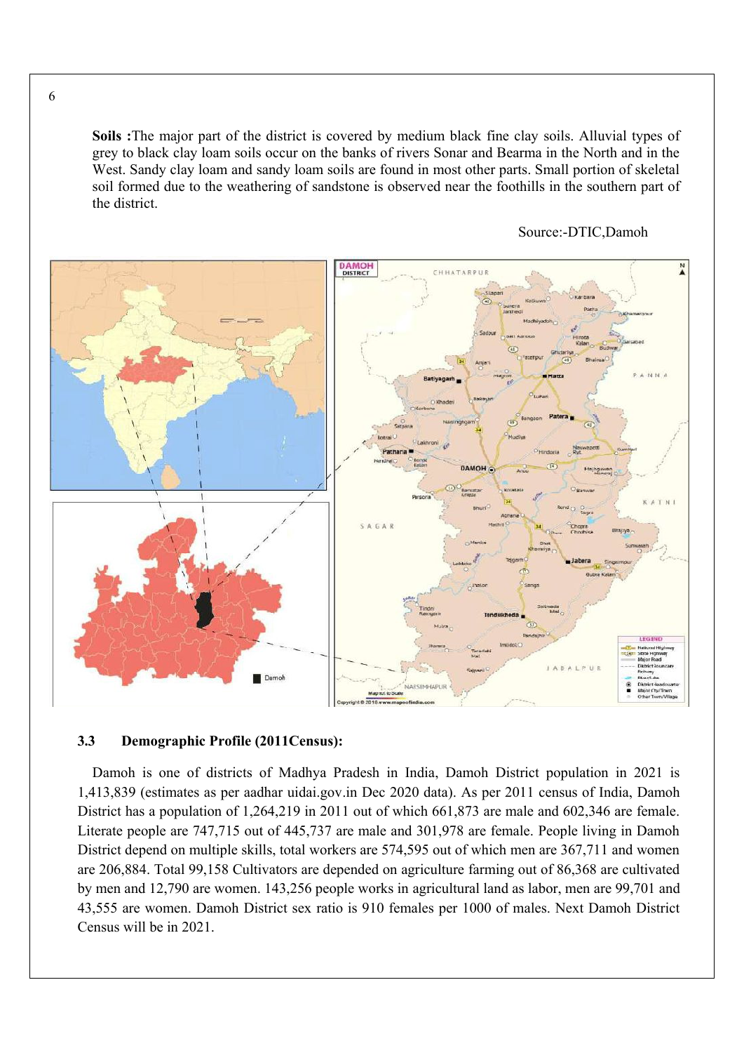**Soils :**The major part of the district is covered by medium black fine clay soils. Alluvial types of grey to black clay loam soils occur on the banks of rivers Sonar and Bearma in the North and in the West. Sandy clay loam and sandy loam soils are found in most other parts. Small portion of skeletal soil formed due to the weathering of sandstone is observed near the foothills in the southern part of the district.

Source:-DTIC,Damoh

### 3.3 Demographic Profile (2011Census):

Damoh is one of districts of Madhya Pradesh in India, Damoh District population in 2021 is 1,413,839 (estimates as per aadhar uidai.gov.in Dec 2020 data). As per 2011 census of India, Damoh District has a population of 1,264,219 in 2011 out of which 661,873 are male and 602,346 are female. Literate people are 747,715 out of 445,737 are male and 301,978 are female. People living in Damoh District depend on multiple skills, total workers are 574,595 out of which men are 367,711 and women are 206,884. Total 99,158 Cultivators are depended on agriculture farming out of 86,368 are cultivated by men and 12,790 are women. 143,256 people works in agricultural land as labor, men are 99,701 and 43,555 are women. Damoh District sex ratio is 910 females per 1000 of males. Next Damoh District Census will be in 2021.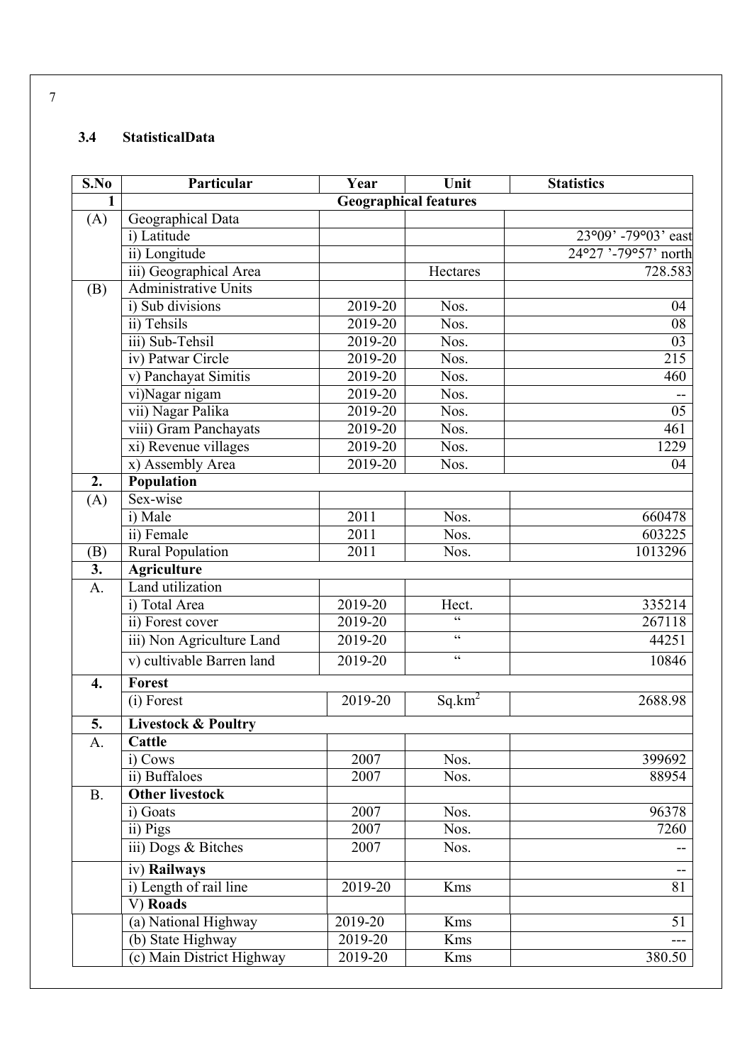### 3.4 StatisticalData

| S.No | Particular | Year | Unit | Statistics |
|---|---|---|---|---|
| 1 | **Geographical features** | | | |
| (A) | Geographical Data | | | |
| | i) Latitude | | | 23°09' -79°03' east |
| | ii) Longitude | | | 24°27 '-79°57' north |
| | iii) Geographical Area | | Hectares | 728.583 |
| (B) | Administrative Units | | | |
| | i) Sub divisions | 2019-20 | Nos. | 04 |
| | ii) Tehsils | 2019-20 | Nos. | 08 |
| | iii) Sub-Tehsil | 2019-20 | Nos. | 03 |
| | iv) Patwar Circle | 2019-20 | Nos. | 215 |
| | v) Panchayat Simitis | 2019-20 | Nos. | 460 |
| | vi)Nagar nigam | 2019-20 | Nos. | -- |
| | vii) Nagar Palika | 2019-20 | Nos. | 05 |
| | viii) Gram Panchayats | 2019-20 | Nos. | 461 |
| | xi) Revenue villages | 2019-20 | Nos. | 1229 |
| | x) Assembly Area | 2019-20 | Nos. | 04 |
| **2.** | **Population** | | | |
| (A) | Sex-wise | | | |
| | i) Male | 2011 | Nos. | 660478 |
| | ii) Female | 2011 | Nos. | 603225 |
| (B) | Rural Population | 2011 | Nos. | 1013296 |
| **3.** | **Agriculture** | | | |
| A. | Land utilization | | | |
| | i) Total Area | 2019-20 | Hect. | 335214 |
| | ii) Forest cover | 2019-20 | " | 267118 |
| | iii) Non Agriculture Land | 2019-20 | " | 44251 |
| | v) cultivable Barren land | 2019-20 | " | 10846 |
| **4.** | **Forest** | | | |
| | (i) Forest | 2019-20 | $Sq.km^2$ | 2688.98 |
| **5.** | **Livestock & Poultry** | | | |
| A. | **Cattle** | | | |
| | i) Cows | 2007 | Nos. | 399692 |
| | ii) Buffaloes | 2007 | Nos. | 88954 |
| B. | **Other livestock** | | | |
| | i) Goats | 2007 | Nos. | 96378 |
| | ii) Pigs | 2007 | Nos. | 7260 |
| | iii) Dogs & Bitches | 2007 | Nos. | -- |
| | iv) **Railways** | | | -- |
| | i) Length of rail line | 2019-20 | Kms | 81 |
| | V) **Roads** | | | |
| | (a) National Highway | 2019-20 | Kms | 51 |
| | (b) State Highway | 2019-20 | Kms | --- |
| | (c) Main District Highway | 2019-20 | Kms | 380.50 |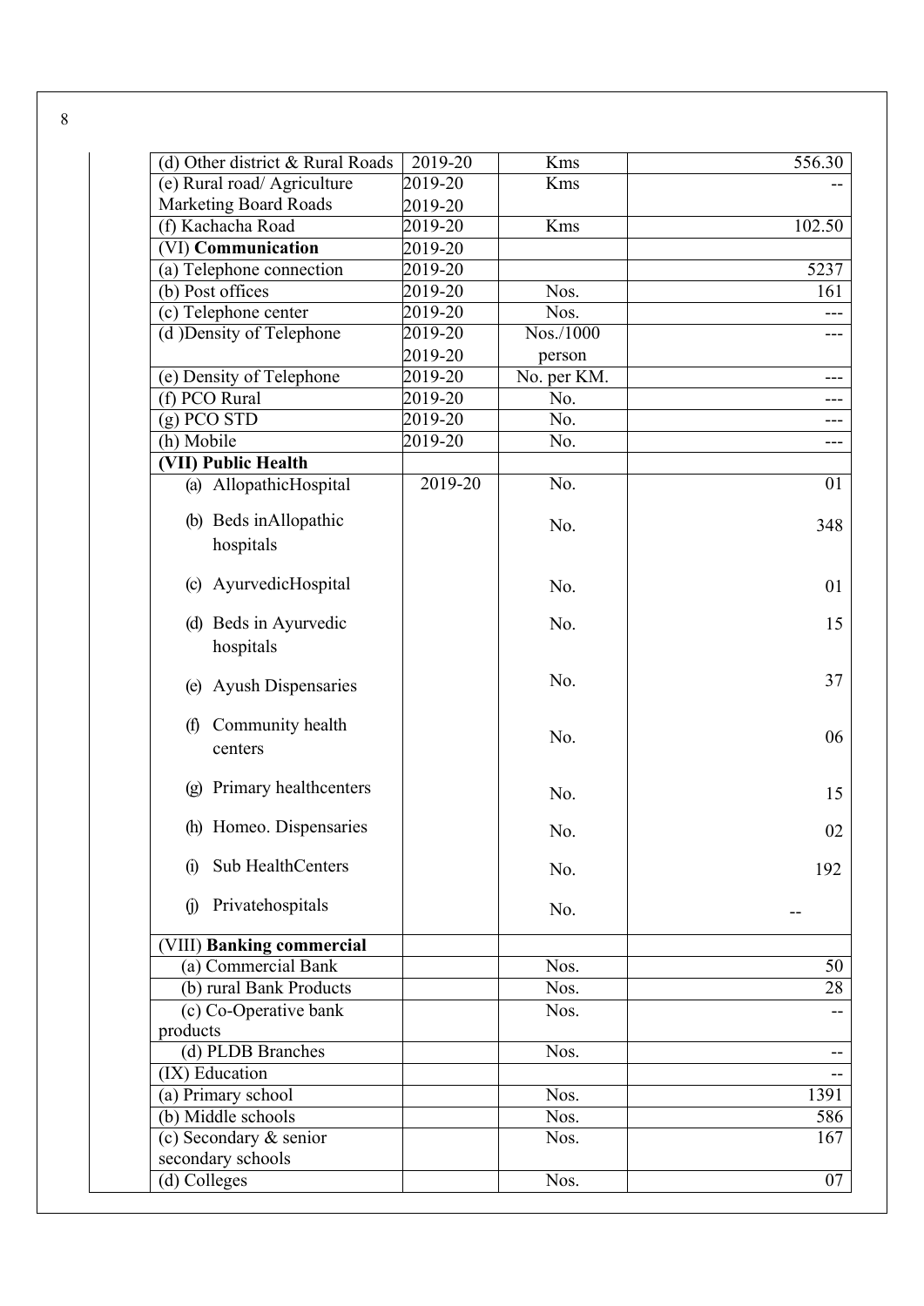| (d) Other district & Rural Roads | 2019-20 | Kms | 556.30 |
|---|---|---|---|
| (e) Rural road/ Agriculture Marketing Board Roads | 2019-20 2019-20 | Kms | -- |
| (f) Kachacha Road | 2019-20 | Kms | 102.50 |
| (VI) **Communication** | 2019-20 | | |
| (a) Telephone connection | 2019-20 | | 5237 |
| (b) Post offices | 2019-20 | Nos. | 161 |
| (c) Telephone center | 2019-20 | Nos. | --- |
| (d )Density of Telephone | 2019-20 2019-20 | Nos./1000 person | --- |
| (e) Density of Telephone | 2019-20 | No. per KM. | --- |
| (f) PCO Rural | 2019-20 | No. | --- |
| (g) PCO STD | 2019-20 | No. | --- |
| (h) Mobile | 2019-20 | No. | --- |
| **(VII) Public Health** | | | |
| (a) AllopathicHospital | 2019-20 | No. | 01 |
| (b) Beds inAllopathic hospitals | | No. | 348 |
| (c) AyurvedicHospital | | No. | 01 |
| (d) Beds in Ayurvedic hospitals | | No. | 15 |
| (e) Ayush Dispensaries | | No. | 37 |
| (f) Community health centers | | No. | 06 |
| (g) Primary healthcenters | | No. | 15 |
| (h) Homeo. Dispensaries | | No. | 02 |
| (i) Sub HealthCenters | | No. | 192 |
| (j) Privatehospitals | | No. | -- |
| (VIII) **Banking commercial** | | | |
| (a) Commercial Bank | | Nos. | 50 |
| (b) rural Bank Products | | Nos. | 28 |
| (c) Co-Operative bank products | | Nos. | -- |
| (d) PLDB Branches | | Nos. | -- |
| (IX) Education | | | -- |
| (a) Primary school | | Nos. | 1391 |
| (b) Middle schools | | Nos. | 586 |
| (c) Secondary & senior secondary schools | | Nos. | 167 |
| (d) Colleges | | Nos. | 07 |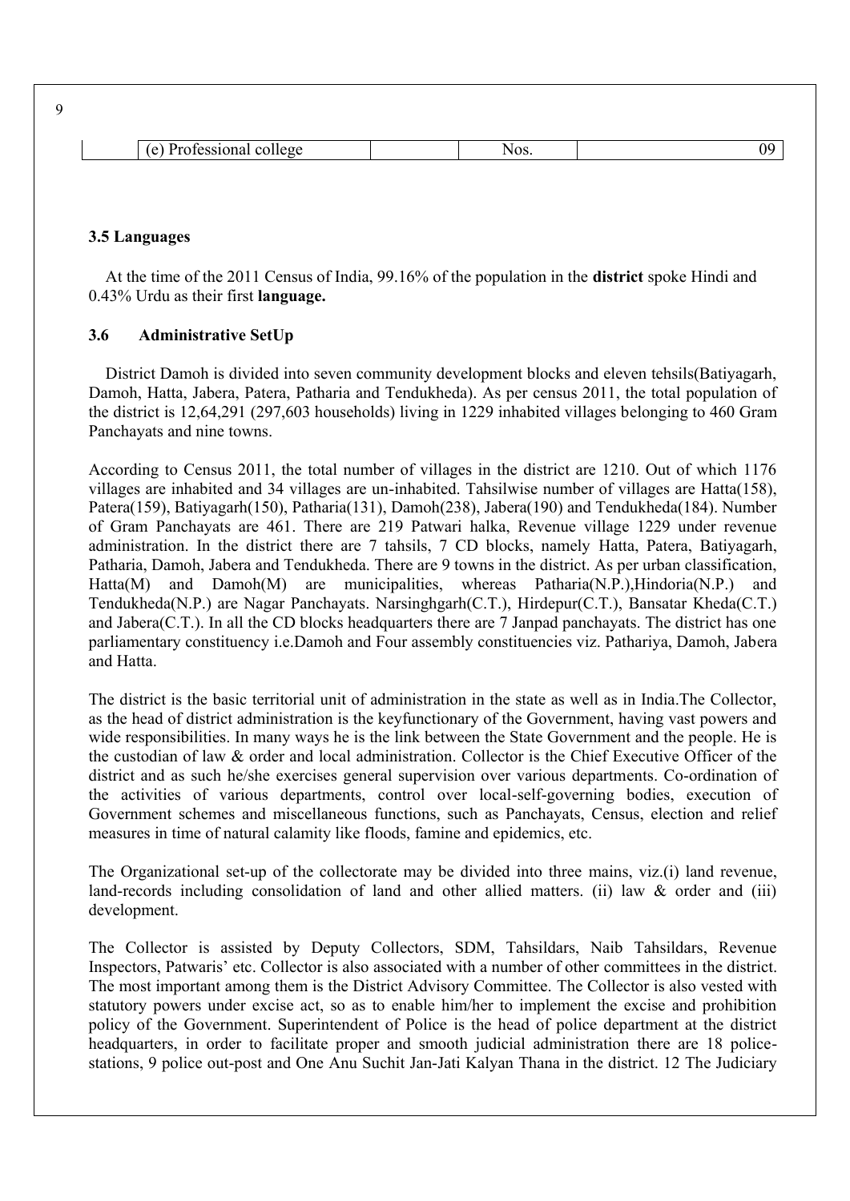| | (e) Professional college | | Nos. | 09 |
|---|---|---|---|---|

### 3.5 Languages

At the time of the 2011 Census of India, 99.16% of the population in the **district** spoke Hindi and 0.43% Urdu as their first **language.**

### 3.6 Administrative SetUp

District Damoh is divided into seven community development blocks and eleven tehsils(Batiyagarh, Damoh, Hatta, Jabera, Patera, Patharia and Tendukheda). As per census 2011, the total population of the district is 12,64,291 (297,603 households) living in 1229 inhabited villages belonging to 460 Gram Panchayats and nine towns.

According to Census 2011, the total number of villages in the district are 1210. Out of which 1176 villages are inhabited and 34 villages are un-inhabited. Tahsilwise number of villages are Hatta(158), Patera(159), Batiyagarh(150), Patharia(131), Damoh(238), Jabera(190) and Tendukheda(184). Number of Gram Panchayats are 461. There are 219 Patwari halka, Revenue village 1229 under revenue administration. In the district there are 7 tahsils, 7 CD blocks, namely Hatta, Patera, Batiyagarh, Patharia, Damoh, Jabera and Tendukheda. There are 9 towns in the district. As per urban classification, Hatta(M) and Damoh(M) are municipalities, whereas Patharia(N.P.),Hindoria(N.P.) and Tendukheda(N.P.) are Nagar Panchayats. Narsinghgarh(C.T.), Hirdepur(C.T.), Bansatar Kheda(C.T.) and Jabera(C.T.). In all the CD blocks headquarters there are 7 Janpad panchayats. The district has one parliamentary constituency i.e.Damoh and Four assembly constituencies viz. Pathariya, Damoh, Jabera and Hatta.

The district is the basic territorial unit of administration in the state as well as in India.The Collector, as the head of district administration is the keyfunctionary of the Government, having vast powers and wide responsibilities. In many ways he is the link between the State Government and the people. He is the custodian of law & order and local administration. Collector is the Chief Executive Officer of the district and as such he/she exercises general supervision over various departments. Co-ordination of the activities of various departments, control over local-self-governing bodies, execution of Government schemes and miscellaneous functions, such as Panchayats, Census, election and relief measures in time of natural calamity like floods, famine and epidemics, etc.

The Organizational set-up of the collectorate may be divided into three mains, viz.(i) land revenue, land-records including consolidation of land and other allied matters. (ii) law & order and (iii) development.

The Collector is assisted by Deputy Collectors, SDM, Tahsildars, Naib Tahsildars, Revenue Inspectors, Patwaris' etc. Collector is also associated with a number of other committees in the district. The most important among them is the District Advisory Committee. The Collector is also vested with statutory powers under excise act, so as to enable him/her to implement the excise and prohibition policy of the Government. Superintendent of Police is the head of police department at the district headquarters, in order to facilitate proper and smooth judicial administration there are 18 police-stations, 9 police out-post and One Anu Suchit Jan-Jati Kalyan Thana in the district. 12 The Judiciary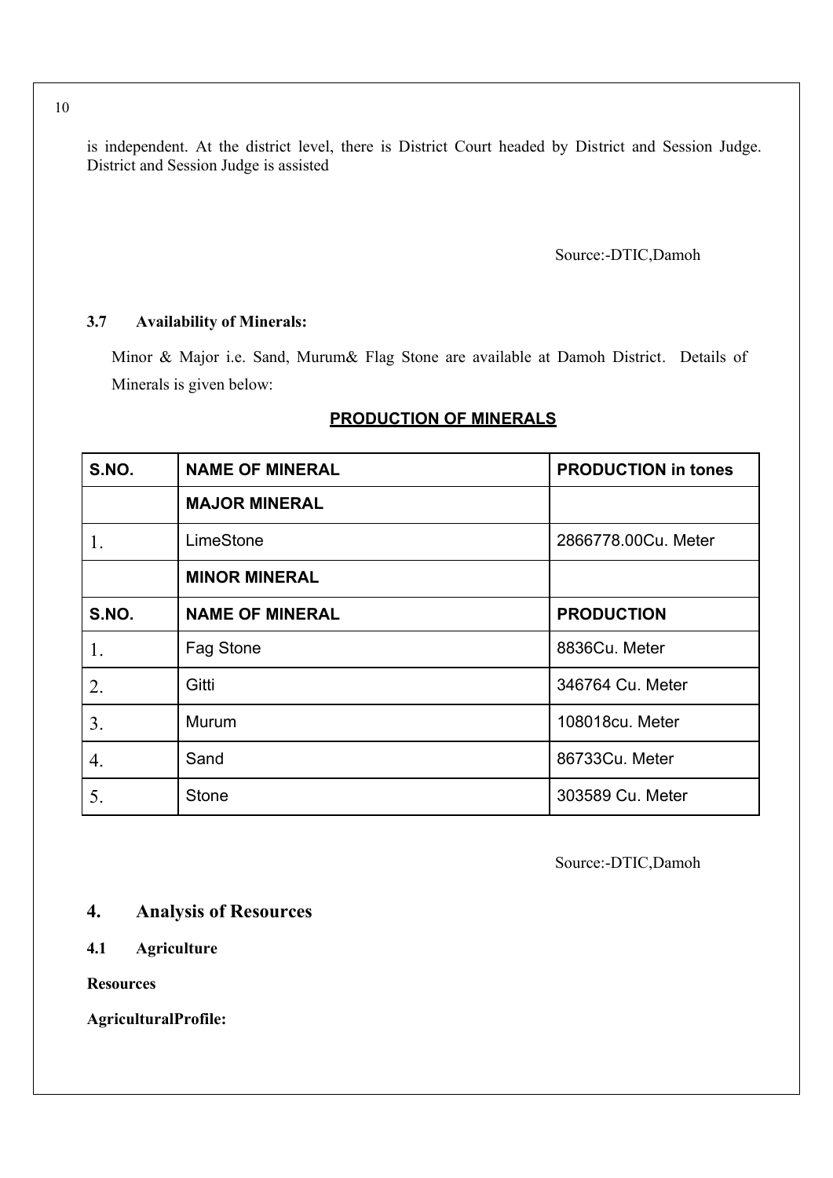is independent. At the district level, there is District Court headed by District and Session Judge. District and Session Judge is assisted

Source:-DTIC,Damoh

### 3.7 Availability of Minerals:

Minor & Major i.e. Sand, Murum& Flag Stone are available at Damoh District. Details of Minerals is given below:

**PRODUCTION OF MINERALS**

| S.NO. | NAME OF MINERAL | PRODUCTION in tones |
|---|---|---|
| | **MAJOR MINERAL** | |
| 1. | LimeStone | 2866778.00Cu. Meter |
| | **MINOR MINERAL** | |
| **S.NO.** | **NAME OF MINERAL** | **PRODUCTION** |
| 1. | Fag Stone | 8836Cu. Meter |
| 2. | Gitti | 346764 Cu. Meter |
| 3. | Murum | 108018cu. Meter |
| 4. | Sand | 86733Cu. Meter |
| 5. | Stone | 303589 Cu. Meter |

Source:-DTIC,Damoh

## 4. Analysis of Resources

### 4.1 Agriculture

**Resources**

**AgriculturalProfile:**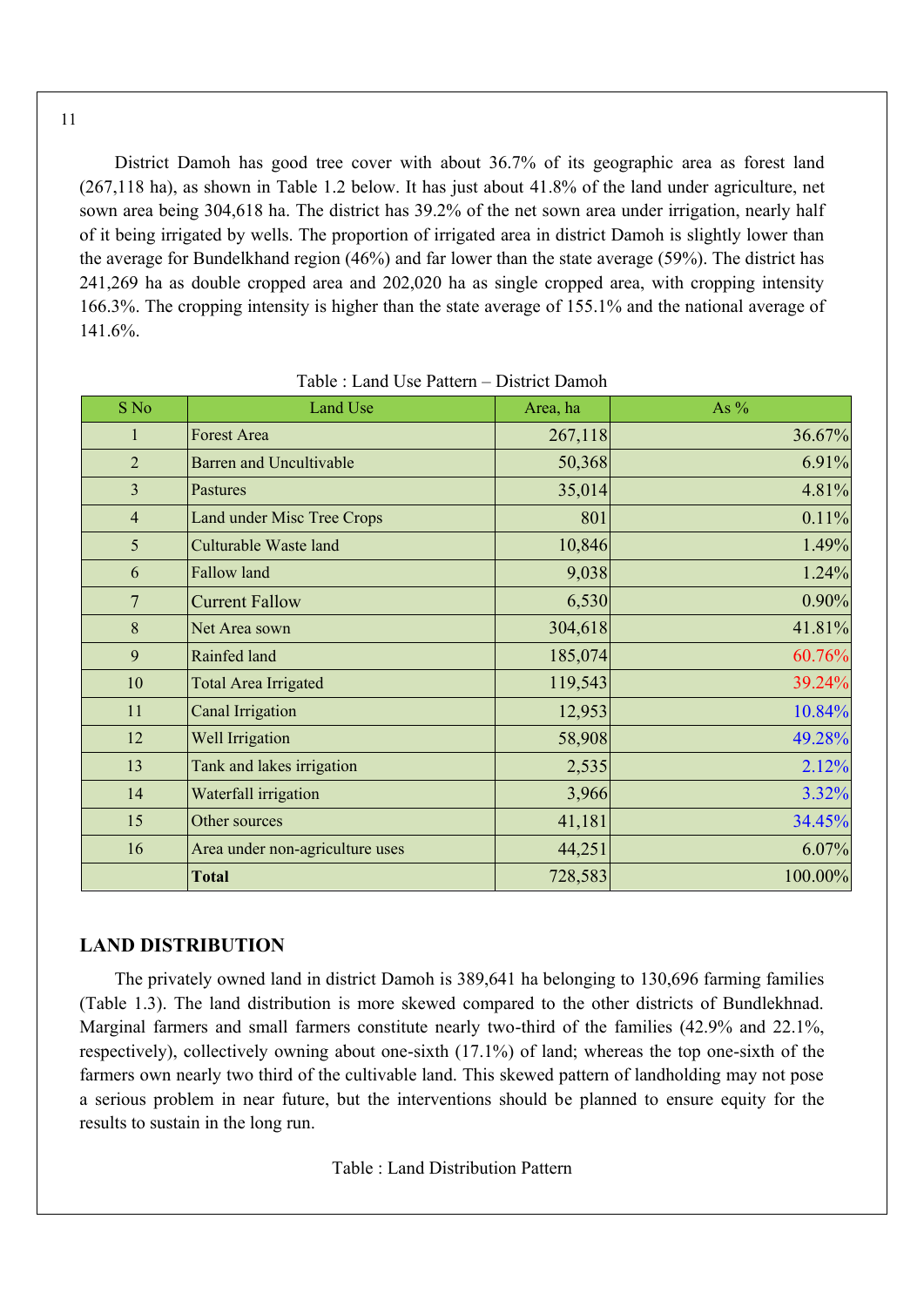District Damoh has good tree cover with about 36.7% of its geographic area as forest land (267,118 ha), as shown in Table 1.2 below. It has just about 41.8% of the land under agriculture, net sown area being 304,618 ha. The district has 39.2% of the net sown area under irrigation, nearly half of it being irrigated by wells. The proportion of irrigated area in district Damoh is slightly lower than the average for Bundelkhand region (46%) and far lower than the state average (59%). The district has 241,269 ha as double cropped area and 202,020 ha as single cropped area, with cropping intensity 166.3%. The cropping intensity is higher than the state average of 155.1% and the national average of 141.6%.

Table : Land Use Pattern – District Damoh

| S No | Land Use | Area, ha | As % |
|---|---|---|---|
| 1 | Forest Area | 267,118 | 36.67% |
| 2 | Barren and Uncultivable | 50,368 | 6.91% |
| 3 | Pastures | 35,014 | 4.81% |
| 4 | Land under Misc Tree Crops | 801 | 0.11% |
| 5 | Culturable Waste land | 10,846 | 1.49% |
| 6 | Fallow land | 9,038 | 1.24% |
| 7 | Current Fallow | 6,530 | 0.90% |
| 8 | Net Area sown | 304,618 | 41.81% |
| 9 | Rainfed land | 185,074 | 60.76% |
| 10 | Total Area Irrigated | 119,543 | 39.24% |
| 11 | Canal Irrigation | 12,953 | 10.84% |
| 12 | Well Irrigation | 58,908 | 49.28% |
| 13 | Tank and lakes irrigation | 2,535 | 2.12% |
| 14 | Waterfall irrigation | 3,966 | 3.32% |
| 15 | Other sources | 41,181 | 34.45% |
| 16 | Area under non-agriculture uses | 44,251 | 6.07% |
| | **Total** | 728,583 | 100.00% |

## LAND DISTRIBUTION

The privately owned land in district Damoh is 389,641 ha belonging to 130,696 farming families (Table 1.3). The land distribution is more skewed compared to the other districts of Bundlekhnad. Marginal farmers and small farmers constitute nearly two-third of the families (42.9% and 22.1%, respectively), collectively owning about one-sixth (17.1%) of land; whereas the top one-sixth of the farmers own nearly two third of the cultivable land. This skewed pattern of landholding may not pose a serious problem in near future, but the interventions should be planned to ensure equity for the results to sustain in the long run.

Table : Land Distribution Pattern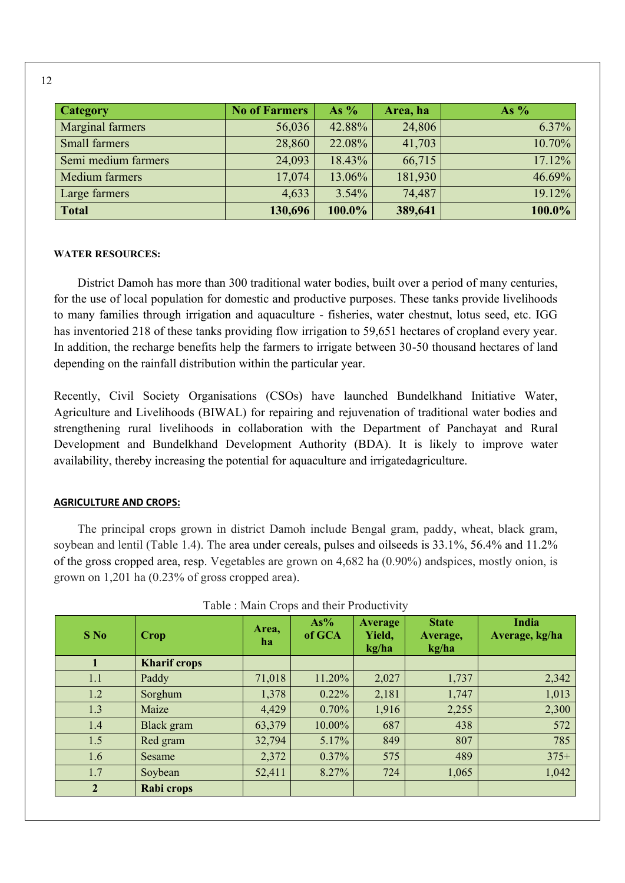| Category | No of Farmers | As % | Area, ha | As % |
|---|---|---|---|---|
| Marginal farmers | 56,036 | 42.88% | 24,806 | 6.37% |
| Small farmers | 28,860 | 22.08% | 41,703 | 10.70% |
| Semi medium farmers | 24,093 | 18.43% | 66,715 | 17.12% |
| Medium farmers | 17,074 | 13.06% | 181,930 | 46.69% |
| Large farmers | 4,633 | 3.54% | 74,487 | 19.12% |
| **Total** | **130,696** | **100.0%** | **389,641** | **100.0%** |

#### WATER RESOURCES:

District Damoh has more than 300 traditional water bodies, built over a period of many centuries, for the use of local population for domestic and productive purposes. These tanks provide livelihoods to many families through irrigation and aquaculture - fisheries, water chestnut, lotus seed, etc. IGG has inventoried 218 of these tanks providing flow irrigation to 59,651 hectares of cropland every year. In addition, the recharge benefits help the farmers to irrigate between 30-50 thousand hectares of land depending on the rainfall distribution within the particular year.

Recently, Civil Society Organisations (CSOs) have launched Bundelkhand Initiative Water, Agriculture and Livelihoods (BIWAL) for repairing and rejuvenation of traditional water bodies and strengthening rural livelihoods in collaboration with the Department of Panchayat and Rural Development and Bundelkhand Development Authority (BDA). It is likely to improve water availability, thereby increasing the potential for aquaculture and irrigatedagriculture.

#### AGRICULTURE AND CROPS:

The principal crops grown in district Damoh include Bengal gram, paddy, wheat, black gram, soybean and lentil (Table 1.4). The area under cereals, pulses and oilseeds is 33.1%, 56.4% and 11.2% of the gross cropped area, resp. Vegetables are grown on 4,682 ha (0.90%) andspices, mostly onion, is grown on 1,201 ha (0.23% of gross cropped area).

Table : Main Crops and their Productivity

| S No | Crop | Area, ha | As% of GCA | Average Yield, kg/ha | State Average, kg/ha | India Average, kg/ha |
|---|---|---|---|---|---|---|
| **1** | **Kharif crops** | | | | | |
| 1.1 | Paddy | 71,018 | 11.20% | 2,027 | 1,737 | 2,342 |
| 1.2 | Sorghum | 1,378 | 0.22% | 2,181 | 1,747 | 1,013 |
| 1.3 | Maize | 4,429 | 0.70% | 1,916 | 2,255 | 2,300 |
| 1.4 | Black gram | 63,379 | 10.00% | 687 | 438 | 572 |
| 1.5 | Red gram | 32,794 | 5.17% | 849 | 807 | 785 |
| 1.6 | Sesame | 2,372 | 0.37% | 575 | 489 | 375+ |
| 1.7 | Soybean | 52,411 | 8.27% | 724 | 1,065 | 1,042 |
| **2** | **Rabi crops** | | | | | |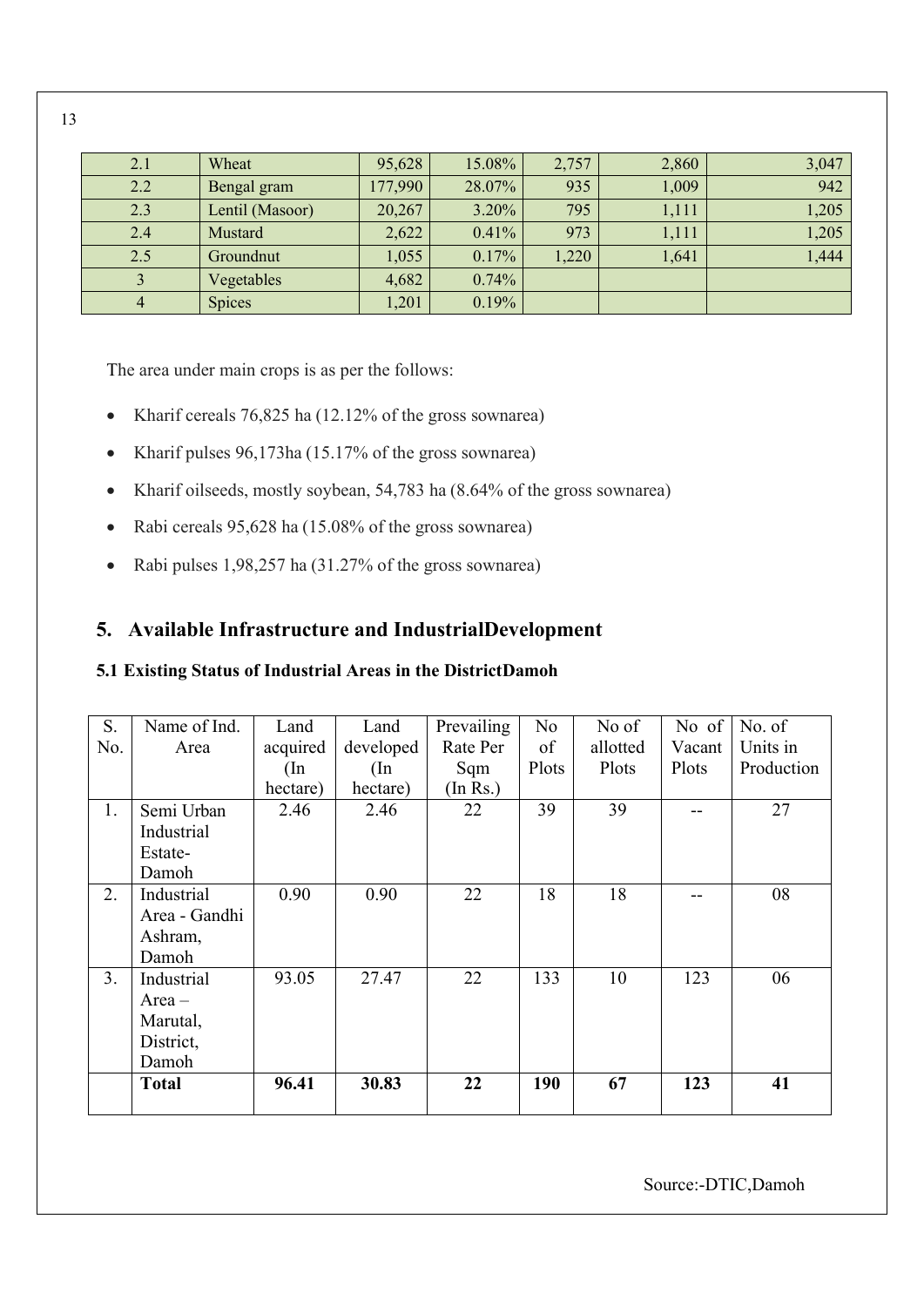| 2.1 | Wheat | 95,628 | 15.08% | 2,757 | 2,860 | 3,047 |
|---|---|---|---|---|---|---|
| 2.2 | Bengal gram | 177,990 | 28.07% | 935 | 1,009 | 942 |
| 2.3 | Lentil (Masoor) | 20,267 | 3.20% | 795 | 1,111 | 1,205 |
| 2.4 | Mustard | 2,622 | 0.41% | 973 | 1,111 | 1,205 |
| 2.5 | Groundnut | 1,055 | 0.17% | 1,220 | 1,641 | 1,444 |
| 3 | Vegetables | 4,682 | 0.74% | | | |
| 4 | Spices | 1,201 | 0.19% | | | |

The area under main crops is as per the follows:

- Kharif cereals 76,825 ha (12.12% of the gross sownarea)
- Kharif pulses 96,173ha (15.17% of the gross sownarea)
- Kharif oilseeds, mostly soybean, 54,783 ha (8.64% of the gross sownarea)
- Rabi cereals 95,628 ha (15.08% of the gross sownarea)
- Rabi pulses 1,98,257 ha (31.27% of the gross sownarea)

## 5. Available Infrastructure and IndustrialDevelopment

### 5.1 Existing Status of Industrial Areas in the DistrictDamoh

| S. No. | Name of Ind. Area | Land acquired (In hectare) | Land developed (In hectare) | Prevailing Rate Per Sqm (In Rs.) | No of Plots | No of allotted Plots | No of Vacant Plots | No. of Units in Production |
|---|---|---|---|---|---|---|---|---|
| 1. | Semi Urban Industrial Estate-Damoh | 2.46 | 2.46 | 22 | 39 | 39 | -- | 27 |
| 2. | Industrial Area - Gandhi Ashram, Damoh | 0.90 | 0.90 | 22 | 18 | 18 | -- | 08 |
| 3. | Industrial Area – Marutal, District, Damoh | 93.05 | 27.47 | 22 | 133 | 10 | 123 | 06 |
| | **Total** | **96.41** | **30.83** | **22** | **190** | **67** | **123** | **41** |

Source:-DTIC,Damoh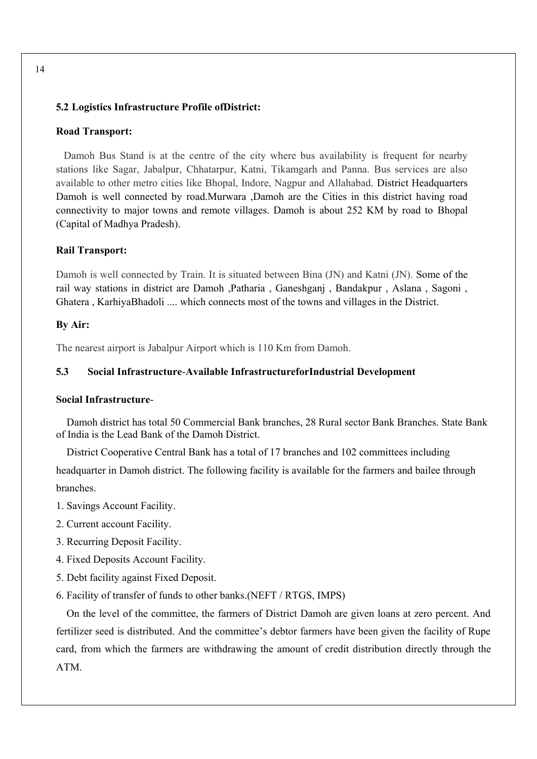### 5.2 Logistics Infrastructure Profile ofDistrict:

**Road Transport:**

Damoh Bus Stand is at the centre of the city where bus availability is frequent for nearby stations like Sagar, Jabalpur, Chhatarpur, Katni, Tikamgarh and Panna. Bus services are also available to other metro cities like Bhopal, Indore, Nagpur and Allahabad. District Headquarters Damoh is well connected by road.Murwara ,Damoh are the Cities in this district having road connectivity to major towns and remote villages. Damoh is about 252 KM by road to Bhopal (Capital of Madhya Pradesh).

**Rail Transport:**

Damoh is well connected by Train. It is situated between Bina (JN) and Katni (JN). Some of the rail way stations in district are Damoh ,Patharia , Ganeshganj , Bandakpur , Aslana , Sagoni , Ghatera , KarhiyaBhadoli .... which connects most of the towns and villages in the District.

**By Air:**

The nearest airport is Jabalpur Airport which is 110 Km from Damoh.

### 5.3 Social Infrastructure-Available InfrastructureforIndustrial Development

**Social Infrastructure**-

Damoh district has total 50 Commercial Bank branches, 28 Rural sector Bank Branches. State Bank of India is the Lead Bank of the Damoh District.

District Cooperative Central Bank has a total of 17 branches and 102 committees including headquarter in Damoh district. The following facility is available for the farmers and bailee through branches.

1. Savings Account Facility.
2. Current account Facility.
3. Recurring Deposit Facility.
4. Fixed Deposits Account Facility.
5. Debt facility against Fixed Deposit.
6. Facility of transfer of funds to other banks.(NEFT / RTGS, IMPS)

On the level of the committee, the farmers of District Damoh are given loans at zero percent. And fertilizer seed is distributed. And the committee's debtor farmers have been given the facility of Rupe card, from which the farmers are withdrawing the amount of credit distribution directly through the ATM.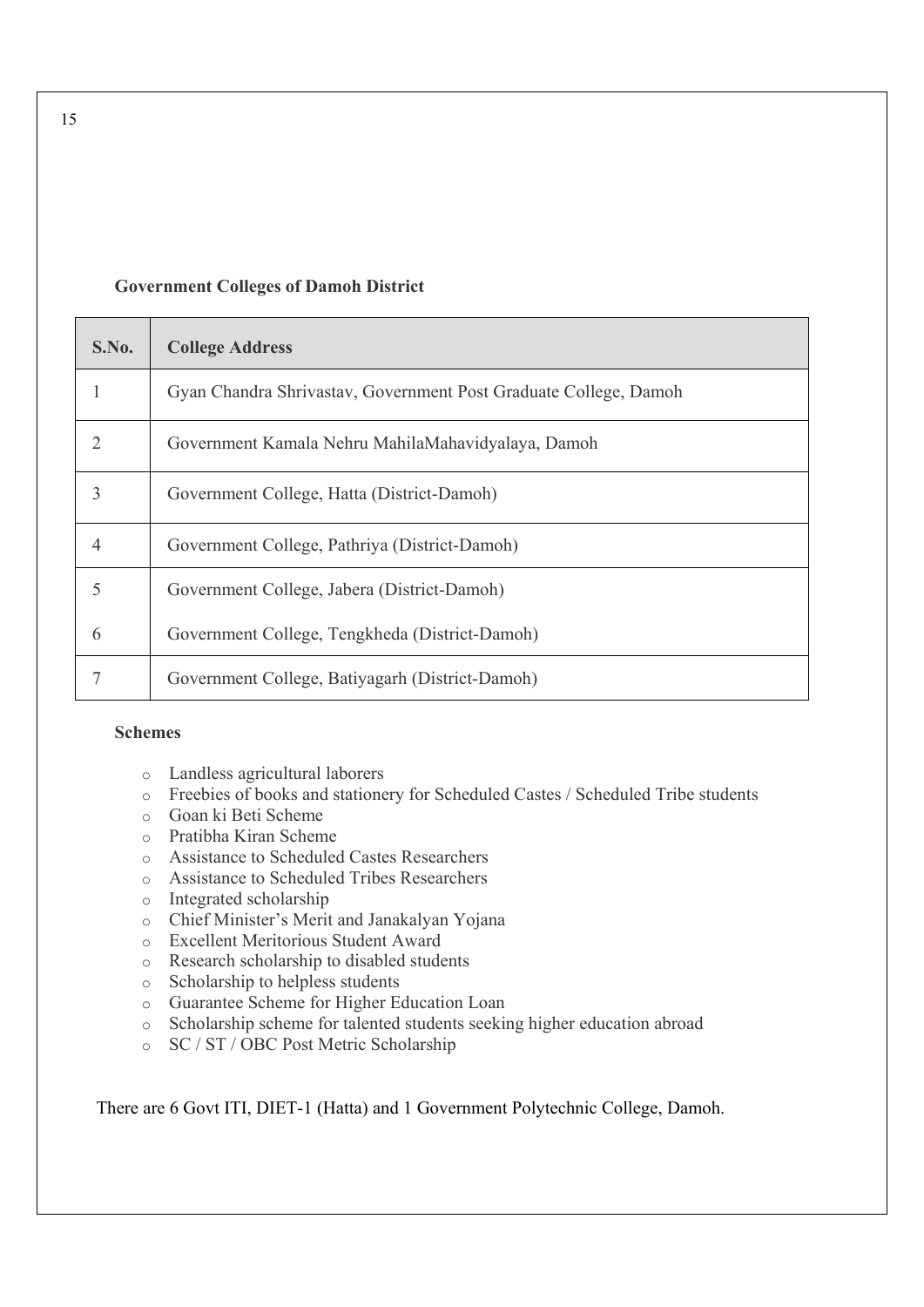**Government Colleges of Damoh District**

| S.No. | College Address |
|---|---|
| 1 | Gyan Chandra Shrivastav, Government Post Graduate College, Damoh |
| 2 | Government Kamala Nehru MahilaMahavidyalaya, Damoh |
| 3 | Government College, Hatta (District-Damoh) |
| 4 | Government College, Pathriya (District-Damoh) |
| 5 | Government College, Jabera (District-Damoh) |
| 6 | Government College, Tengkheda (District-Damoh) |
| 7 | Government College, Batiyagarh (District-Damoh) |

**Schemes**

- Landless agricultural laborers
- Freebies of books and stationery for Scheduled Castes / Scheduled Tribe students
- Goan ki Beti Scheme
- Pratibha Kiran Scheme
- Assistance to Scheduled Castes Researchers
- Assistance to Scheduled Tribes Researchers
- Integrated scholarship
- Chief Minister's Merit and Janakalyan Yojana
- Excellent Meritorious Student Award
- Research scholarship to disabled students
- Scholarship to helpless students
- Guarantee Scheme for Higher Education Loan
- Scholarship scheme for talented students seeking higher education abroad
- SC / ST / OBC Post Metric Scholarship

There are 6 Govt ITI, DIET-1 (Hatta) and 1 Government Polytechnic College, Damoh.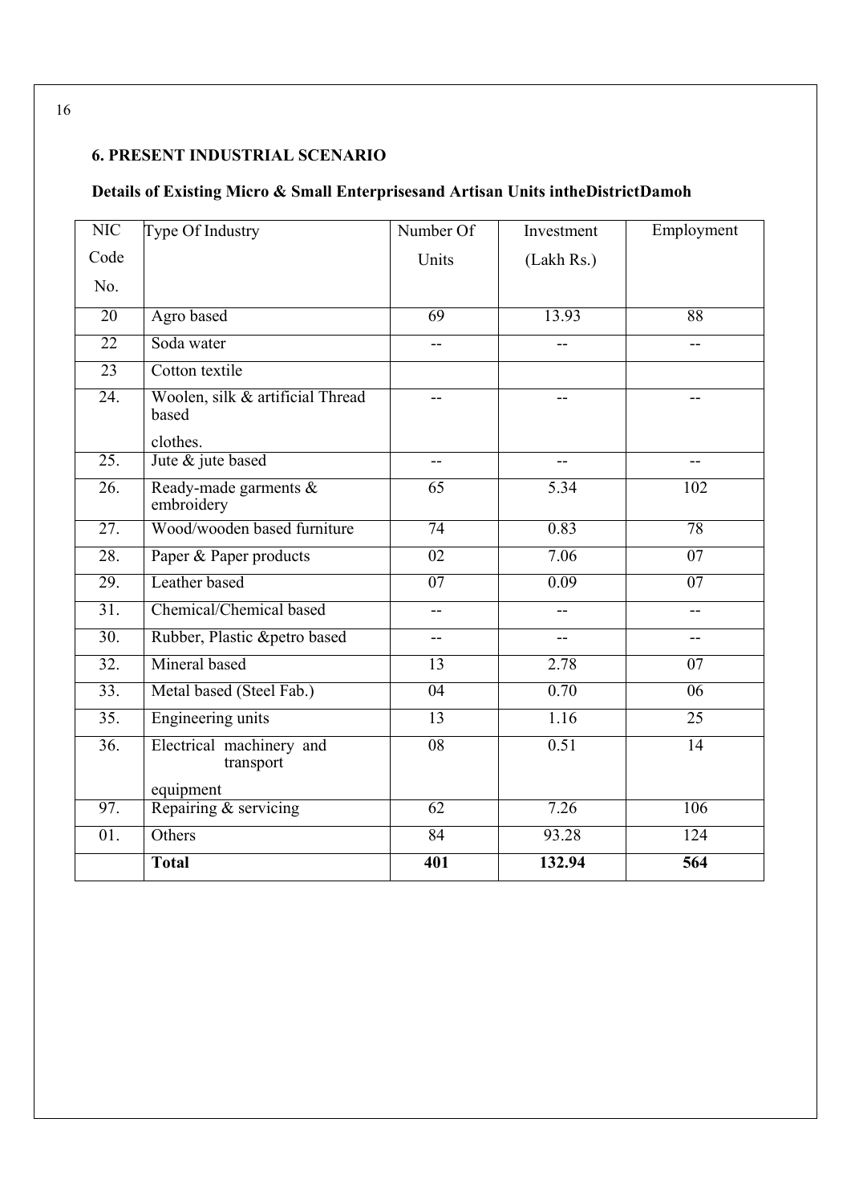## 6. PRESENT INDUSTRIAL SCENARIO

### Details of Existing Micro & Small Enterprisesand Artisan Units intheDistrictDamoh

| NIC Code No. | Type Of Industry | Number Of Units | Investment (Lakh Rs.) | Employment |
|---|---|---|---|---|
| 20 | Agro based | 69 | 13.93 | 88 |
| 22 | Soda water | -- | -- | -- |
| 23 | Cotton textile | | | |
| 24. | Woolen, silk & artificial Thread based clothes. | -- | -- | -- |
| 25. | Jute & jute based | -- | -- | -- |
| 26. | Ready-made garments & embroidery | 65 | 5.34 | 102 |
| 27. | Wood/wooden based furniture | 74 | 0.83 | 78 |
| 28. | Paper & Paper products | 02 | 7.06 | 07 |
| 29. | Leather based | 07 | 0.09 | 07 |
| 31. | Chemical/Chemical based | -- | -- | -- |
| 30. | Rubber, Plastic &petro based | -- | -- | -- |
| 32. | Mineral based | 13 | 2.78 | 07 |
| 33. | Metal based (Steel Fab.) | 04 | 0.70 | 06 |
| 35. | Engineering units | 13 | 1.16 | 25 |
| 36. | Electrical machinery and transport equipment | 08 | 0.51 | 14 |
| 97. | Repairing & servicing | 62 | 7.26 | 106 |
| 01. | Others | 84 | 93.28 | 124 |
| | **Total** | **401** | **132.94** | **564** |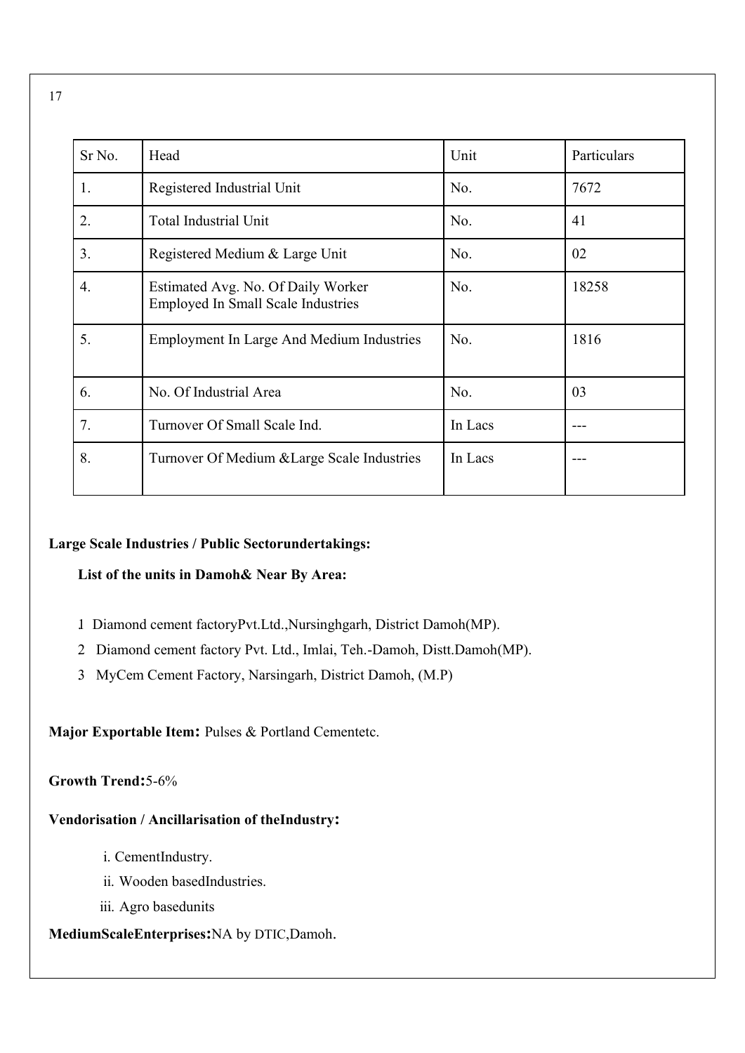| Sr No. | Head | Unit | Particulars |
|---|---|---|---|
| 1. | Registered Industrial Unit | No. | 7672 |
| 2. | Total Industrial Unit | No. | 41 |
| 3. | Registered Medium & Large Unit | No. | 02 |
| 4. | Estimated Avg. No. Of Daily Worker Employed In Small Scale Industries | No. | 18258 |
| 5. | Employment In Large And Medium Industries | No. | 1816 |
| 6. | No. Of Industrial Area | No. | 03 |
| 7. | Turnover Of Small Scale Ind. | In Lacs | --- |
| 8. | Turnover Of Medium &Large Scale Industries | In Lacs | --- |

**Large Scale Industries / Public Sectorundertakings:**

**List of the units in Damoh& Near By Area:**

1. Diamond cement factoryPvt.Ltd.,Nursinghgarh, District Damoh(MP).
2. Diamond cement factory Pvt. Ltd., Imlai, Teh.-Damoh, Distt.Damoh(MP).
3. MyCem Cement Factory, Narsingarh, District Damoh, (M.P)

**Major Exportable Item:** Pulses & Portland Cementetc.

**Growth Trend:**5-6%

**Vendorisation / Ancillarisation of theIndustry:**

i. CementIndustry.
ii. Wooden basedIndustries.
iii. Agro basedunits

**MediumScaleEnterprises:**NA by DTIC,Damoh.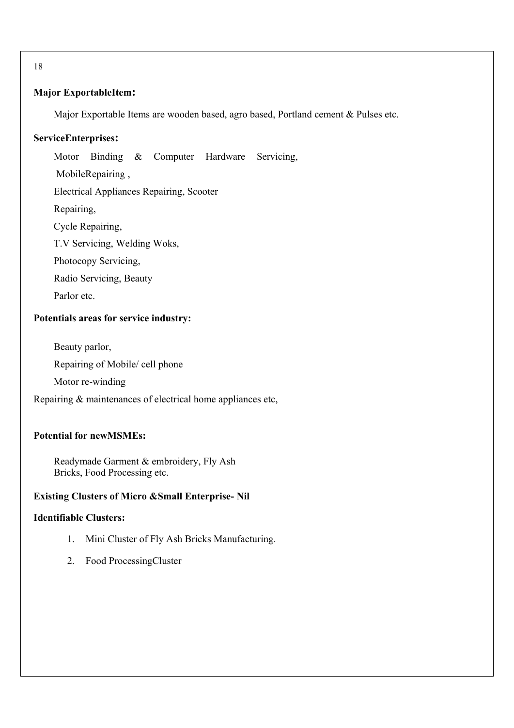**Major ExportableItem:**

Major Exportable Items are wooden based, agro based, Portland cement & Pulses etc.

**ServiceEnterprises:**

Motor Binding & Computer Hardware Servicing,

MobileRepairing ,

Electrical Appliances Repairing, Scooter

Repairing,

Cycle Repairing,

T.V Servicing, Welding Woks,

Photocopy Servicing,

Radio Servicing, Beauty

Parlor etc.

**Potentials areas for service industry:**

Beauty parlor,

Repairing of Mobile/ cell phone

Motor re-winding

Repairing & maintenances of electrical home appliances etc,

**Potential for newMSMEs:**

Readymade Garment & embroidery, Fly Ash Bricks, Food Processing etc.

**Existing Clusters of Micro &Small Enterprise- Nil**

**Identifiable Clusters:**

1. Mini Cluster of Fly Ash Bricks Manufacturing.
2. Food ProcessingCluster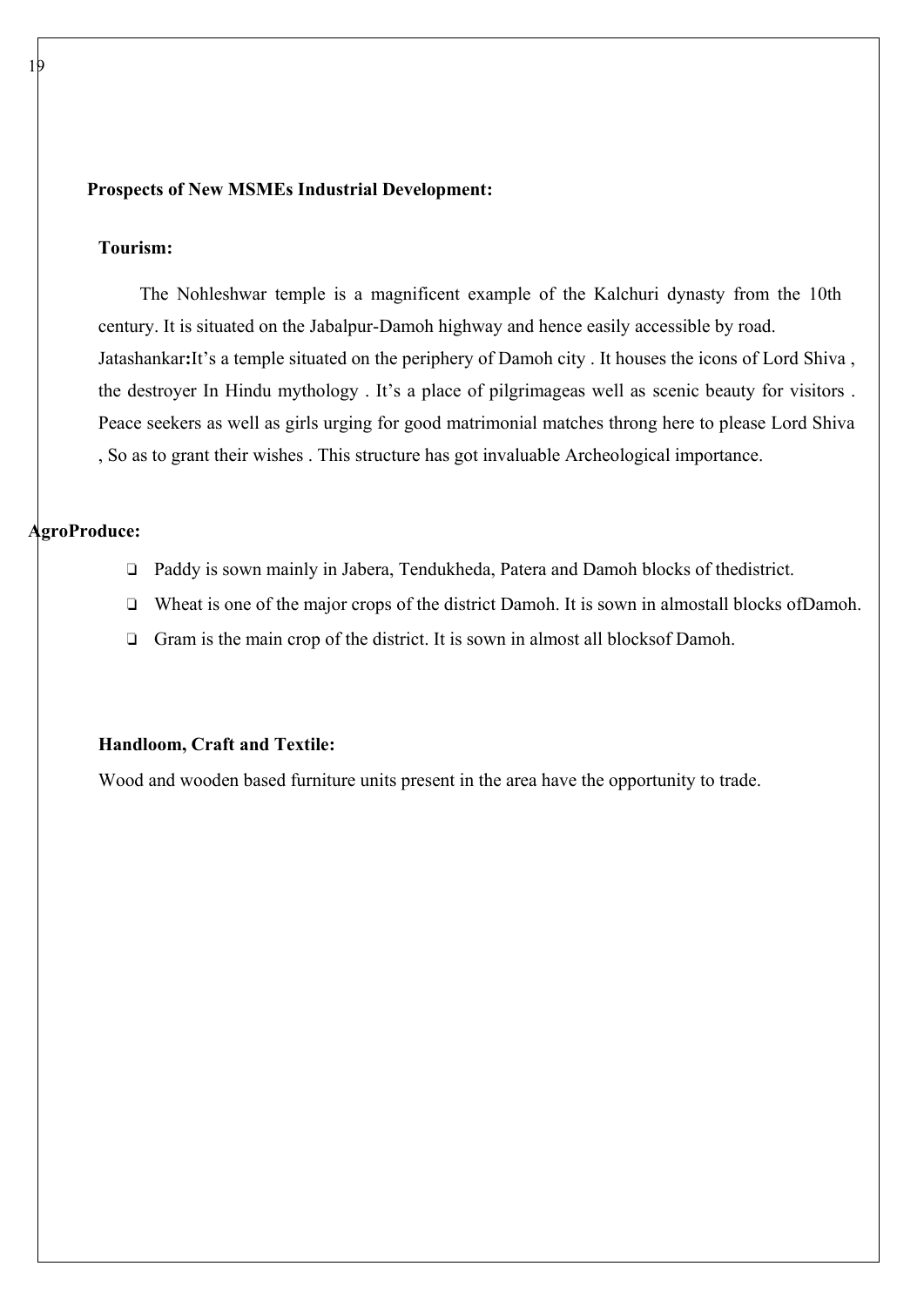## Prospects of New MSMEs Industrial Development:

### Tourism:

The Nohleshwar temple is a magnificent example of the Kalchuri dynasty from the 10th century. It is situated on the Jabalpur-Damoh highway and hence easily accessible by road. Jatashankar**:**It's a temple situated on the periphery of Damoh city . It houses the icons of Lord Shiva , the destroyer In Hindu mythology . It's a place of pilgrimageas well as scenic beauty for visitors . Peace seekers as well as girls urging for good matrimonial matches throng here to please Lord Shiva , So as to grant their wishes . This structure has got invaluable Archeological importance.

### AgroProduce:

- Paddy is sown mainly in Jabera, Tendukheda, Patera and Damoh blocks of thedistrict.
- Wheat is one of the major crops of the district Damoh. It is sown in almostall blocks ofDamoh.
- Gram is the main crop of the district. It is sown in almost all blocksof Damoh.

### Handloom, Craft and Textile:

Wood and wooden based furniture units present in the area have the opportunity to trade.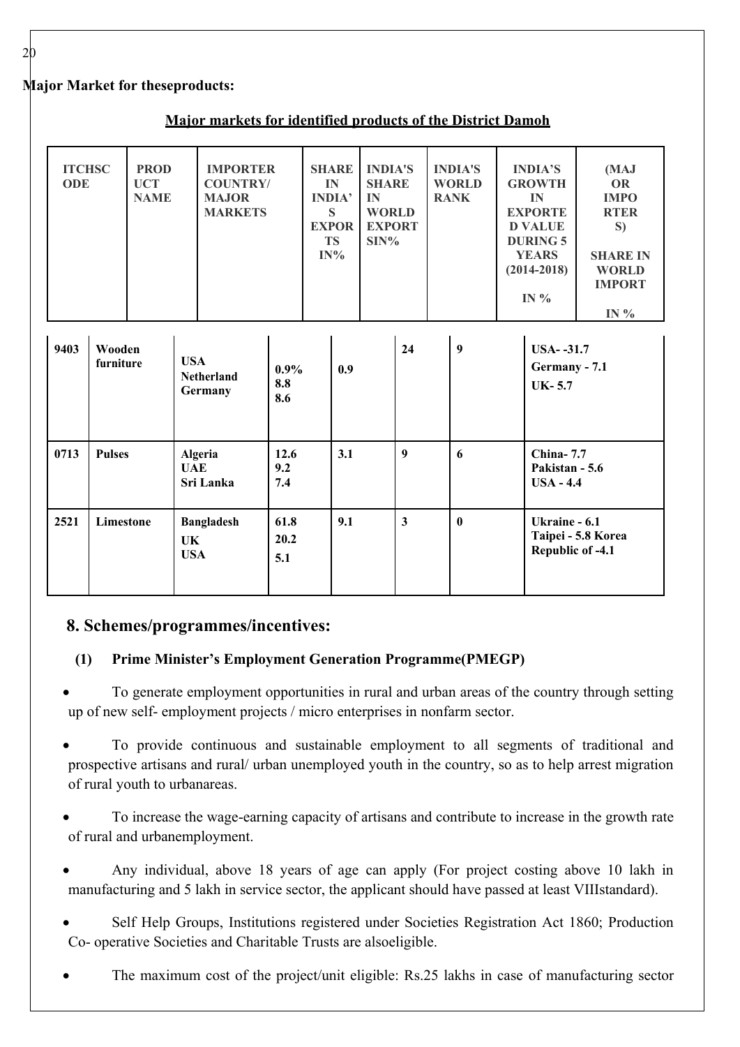**Major Market for theseproducts:**

**Major markets for identified products of the District Damoh**

| ITCHSC ODE | PROD UCT NAME | IMPORTER COUNTRY/ MAJOR MARKETS | SHARE IN INDIA'S EXPORTS IN% | INDIA'S SHARE IN WORLD EXPORTSIN% | INDIA'S WORLD RANK | INDIA'S GROWTH IN EXPORTED VALUE DURING 5 YEARS (2014-2018) IN % | (MAJOR IMPORTERS) SHARE IN WORLD IMPORT IN % |
|---|---|---|---|---|---|---|---|
| 9403 | Wooden furniture | USA<br>Netherland<br>Germany | 0.9%<br>8.8<br>8.6 | 0.9 | 24 | 9 | USA- -31.7<br>Germany - 7.1<br>UK- 5.7 |
| 0713 | Pulses | Algeria<br>UAE<br>Sri Lanka | 12.6<br>9.2<br>7.4 | 3.1 | 9 | 6 | China- 7.7<br>Pakistan - 5.6<br>USA - 4.4 |
| 2521 | Limestone | Bangladesh<br>UK<br>USA | 61.8<br>20.2<br>5.1 | 9.1 | 3 | 0 | Ukraine - 6.1<br>Taipei - 5.8 Korea Republic of -4.1 |

## 8. Schemes/programmes/incentives:

### (1) Prime Minister's Employment Generation Programme(PMEGP)

- To generate employment opportunities in rural and urban areas of the country through setting up of new self- employment projects / micro enterprises in nonfarm sector.
- To provide continuous and sustainable employment to all segments of traditional and prospective artisans and rural/ urban unemployed youth in the country, so as to help arrest migration of rural youth to urbanareas.
- To increase the wage-earning capacity of artisans and contribute to increase in the growth rate of rural and urbanemployment.
- Any individual, above 18 years of age can apply (For project costing above 10 lakh in manufacturing and 5 lakh in service sector, the applicant should have passed at least VIIIstandard).
- Self Help Groups, Institutions registered under Societies Registration Act 1860; Production Co- operative Societies and Charitable Trusts are alsoeligible.
- The maximum cost of the project/unit eligible: Rs.25 lakhs in case of manufacturing sector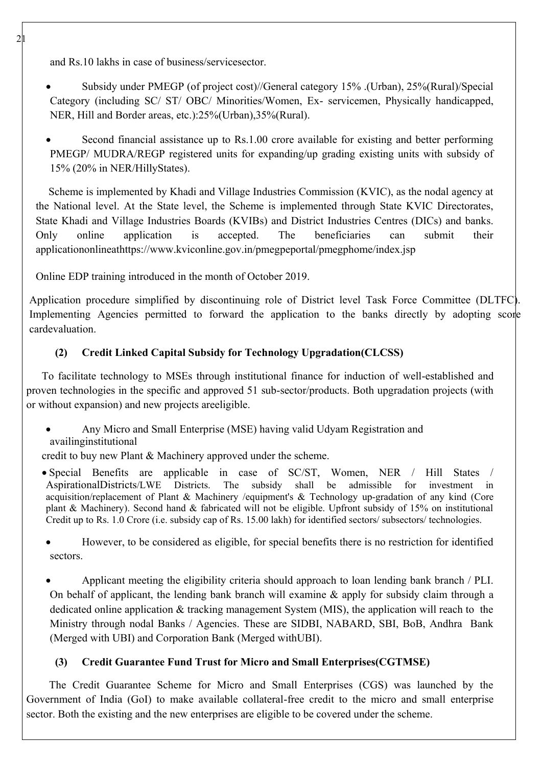and Rs.10 lakhs in case of business/servicesector.

- Subsidy under PMEGP (of project cost)//General category 15% .(Urban), 25%(Rural)/Special Category (including SC/ ST/ OBC/ Minorities/Women, Ex- servicemen, Physically handicapped, NER, Hill and Border areas, etc.):25%(Urban),35%(Rural).

- Second financial assistance up to Rs.1.00 crore available for existing and better performing PMEGP/ MUDRA/REGP registered units for expanding/up grading existing units with subsidy of 15% (20% in NER/HillyStates).

Scheme is implemented by Khadi and Village Industries Commission (KVIC), as the nodal agency at the National level. At the State level, the Scheme is implemented through State KVIC Directorates, State Khadi and Village Industries Boards (KVIBs) and District Industries Centres (DICs) and banks. Only online application is accepted. The beneficiaries can submit their applicationonlineathttps://www.kviconline.gov.in/pmegpeportal/pmegphome/index.jsp

Online EDP training introduced in the month of October 2019.

Application procedure simplified by discontinuing role of District level Task Force Committee (DLTFC). Implementing Agencies permitted to forward the application to the banks directly by adopting score cardevaluation.

### (2) Credit Linked Capital Subsidy for Technology Upgradation(CLCSS)

To facilitate technology to MSEs through institutional finance for induction of well-established and proven technologies in the specific and approved 51 sub-sector/products. Both upgradation projects (with or without expansion) and new projects areeligible.

- Any Micro and Small Enterprise (MSE) having valid Udyam Registration and availinginstitutional

credit to buy new Plant & Machinery approved under the scheme.

- Special Benefits are applicable in case of SC/ST, Women, NER / Hill States / AspirationalDistricts/LWE Districts. The subsidy shall be admissible for investment in acquisition/replacement of Plant & Machinery /equipment's & Technology up-gradation of any kind (Core plant & Machinery). Second hand & fabricated will not be eligible. Upfront subsidy of 15% on institutional Credit up to Rs. 1.0 Crore (i.e. subsidy cap of Rs. 15.00 lakh) for identified sectors/ subsectors/ technologies.

- However, to be considered as eligible, for special benefits there is no restriction for identified sectors.

- Applicant meeting the eligibility criteria should approach to loan lending bank branch / PLI. On behalf of applicant, the lending bank branch will examine & apply for subsidy claim through a dedicated online application & tracking management System (MIS), the application will reach to the Ministry through nodal Banks / Agencies. These are SIDBI, NABARD, SBI, BoB, Andhra Bank (Merged with UBI) and Corporation Bank (Merged withUBI).

### (3) Credit Guarantee Fund Trust for Micro and Small Enterprises(CGTMSE)

The Credit Guarantee Scheme for Micro and Small Enterprises (CGS) was launched by the Government of India (GoI) to make available collateral-free credit to the micro and small enterprise sector. Both the existing and the new enterprises are eligible to be covered under the scheme.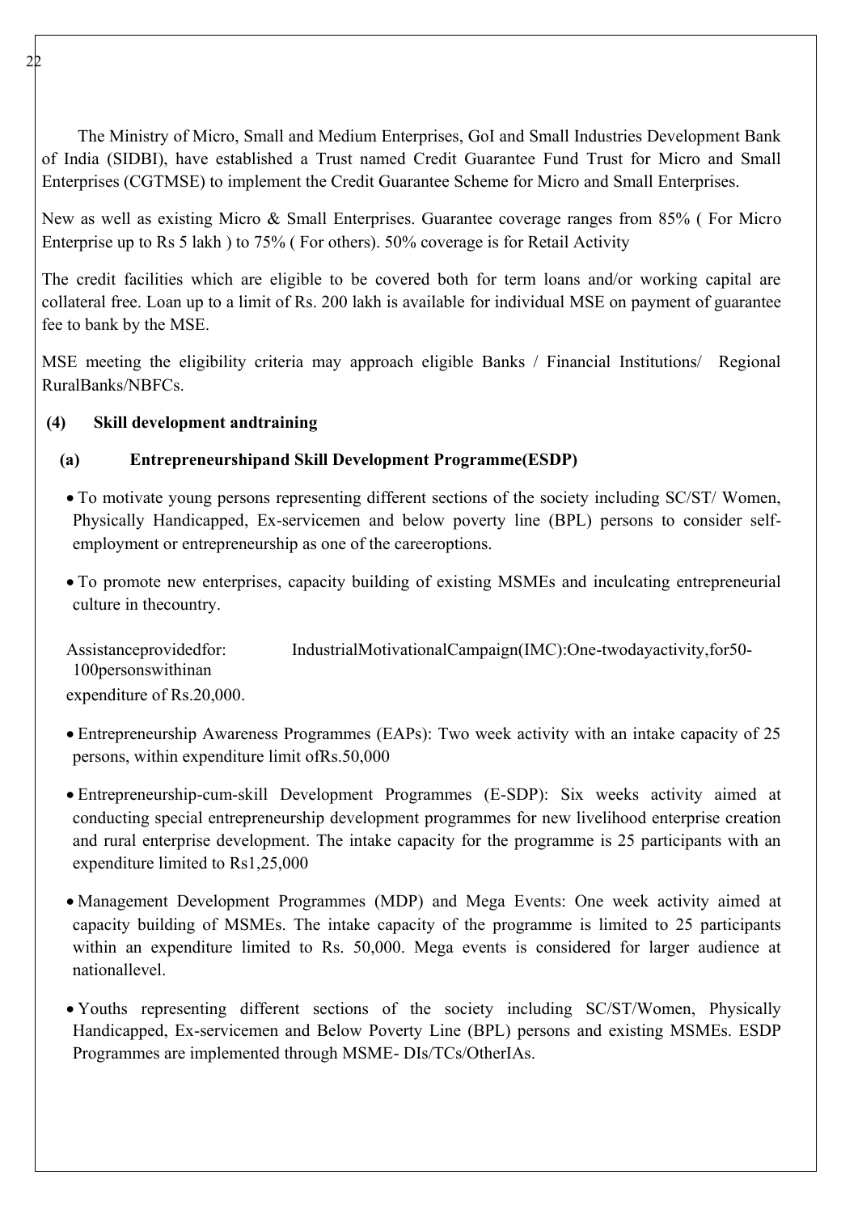The Ministry of Micro, Small and Medium Enterprises, GoI and Small Industries Development Bank of India (SIDBI), have established a Trust named Credit Guarantee Fund Trust for Micro and Small Enterprises (CGTMSE) to implement the Credit Guarantee Scheme for Micro and Small Enterprises.

New as well as existing Micro & Small Enterprises. Guarantee coverage ranges from 85% ( For Micro Enterprise up to Rs 5 lakh ) to 75% ( For others). 50% coverage is for Retail Activity

The credit facilities which are eligible to be covered both for term loans and/or working capital are collateral free. Loan up to a limit of Rs. 200 lakh is available for individual MSE on payment of guarantee fee to bank by the MSE.

MSE meeting the eligibility criteria may approach eligible Banks / Financial Institutions/ Regional RuralBanks/NBFCs.

**(4) Skill development andtraining**

**(a) Entrepreneurshipand Skill Development Programme(ESDP)**

- To motivate young persons representing different sections of the society including SC/ST/ Women, Physically Handicapped, Ex-servicemen and below poverty line (BPL) persons to consider self-employment or entrepreneurship as one of the careeroptions.
- To promote new enterprises, capacity building of existing MSMEs and inculcating entrepreneurial culture in thecountry.

Assistanceprovidedfor: IndustrialMotivationalCampaign(IMC):One-twodayactivity,for50-100personswithinan expenditure of Rs.20,000.

- Entrepreneurship Awareness Programmes (EAPs): Two week activity with an intake capacity of 25 persons, within expenditure limit ofRs.50,000
- Entrepreneurship-cum-skill Development Programmes (E-SDP): Six weeks activity aimed at conducting special entrepreneurship development programmes for new livelihood enterprise creation and rural enterprise development. The intake capacity for the programme is 25 participants with an expenditure limited to Rs1,25,000
- Management Development Programmes (MDP) and Mega Events: One week activity aimed at capacity building of MSMEs. The intake capacity of the programme is limited to 25 participants within an expenditure limited to Rs. 50,000. Mega events is considered for larger audience at nationallevel.
- Youths representing different sections of the society including SC/ST/Women, Physically Handicapped, Ex-servicemen and Below Poverty Line (BPL) persons and existing MSMEs. ESDP Programmes are implemented through MSME- DIs/TCs/OtherIAs.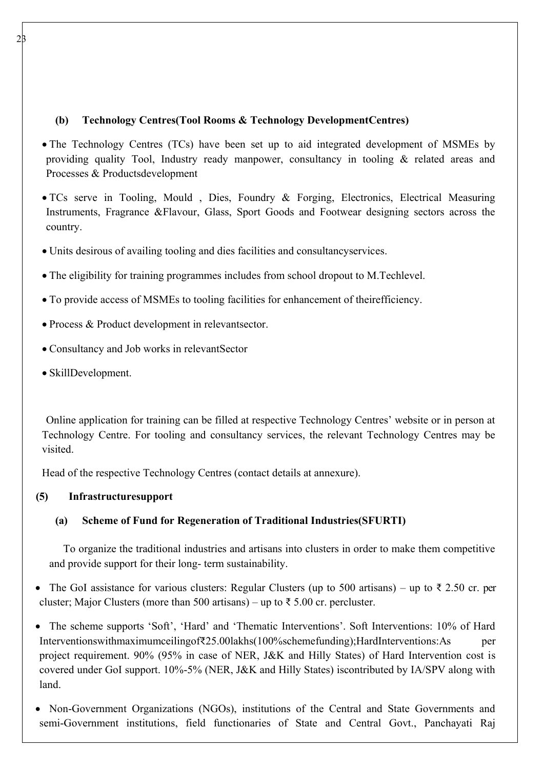**(b) Technology Centres(Tool Rooms & Technology DevelopmentCentres)**

- The Technology Centres (TCs) have been set up to aid integrated development of MSMEs by providing quality Tool, Industry ready manpower, consultancy in tooling & related areas and Processes & Productsdevelopment
- TCs serve in Tooling, Mould , Dies, Foundry & Forging, Electronics, Electrical Measuring Instruments, Fragrance &Flavour, Glass, Sport Goods and Footwear designing sectors across the country.
- Units desirous of availing tooling and dies facilities and consultancyservices.
- The eligibility for training programmes includes from school dropout to M.Techlevel.
- To provide access of MSMEs to tooling facilities for enhancement of theirefficiency.
- Process & Product development in relevantsector.
- Consultancy and Job works in relevantSector
- SkillDevelopment.

Online application for training can be filled at respective Technology Centres' website or in person at Technology Centre. For tooling and consultancy services, the relevant Technology Centres may be visited.

Head of the respective Technology Centres (contact details at annexure).

**(5) Infrastructuresupport**

**(a) Scheme of Fund for Regeneration of Traditional Industries(SFURTI)**

To organize the traditional industries and artisans into clusters in order to make them competitive and provide support for their long- term sustainability.

- The GoI assistance for various clusters: Regular Clusters (up to 500 artisans) – up to ₹ 2.50 cr. per cluster; Major Clusters (more than 500 artisans) – up to ₹ 5.00 cr. percluster.
- The scheme supports 'Soft', 'Hard' and 'Thematic Interventions'. Soft Interventions: 10% of Hard Interventionswithmaximumceilingof₹25.00lakhs(100%schemefunding);HardInterventions:As per project requirement. 90% (95% in case of NER, J&K and Hilly States) of Hard Intervention cost is covered under GoI support. 10%-5% (NER, J&K and Hilly States) iscontributed by IA/SPV along with land.
- Non-Government Organizations (NGOs), institutions of the Central and State Governments and semi-Government institutions, field functionaries of State and Central Govt., Panchayati Raj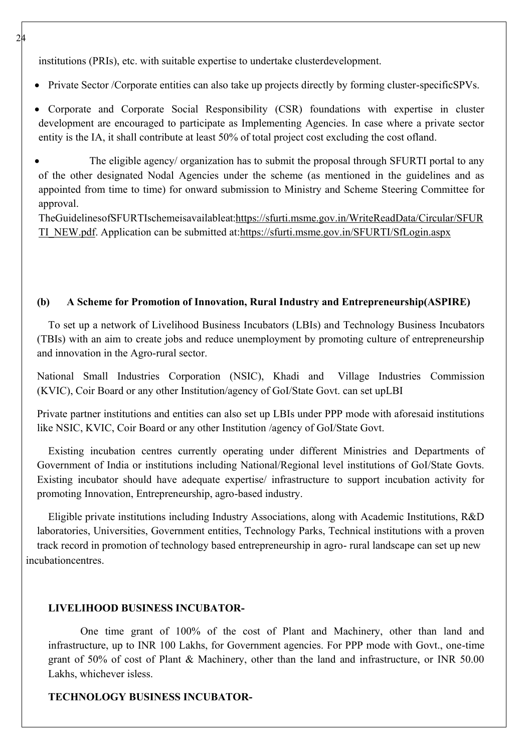institutions (PRIs), etc. with suitable expertise to undertake clusterdevelopment.

- Private Sector /Corporate entities can also take up projects directly by forming cluster-specificSPVs.
- Corporate and Corporate Social Responsibility (CSR) foundations with expertise in cluster development are encouraged to participate as Implementing Agencies. In case where a private sector entity is the IA, it shall contribute at least 50% of total project cost excluding the cost ofland.
- The eligible agency/ organization has to submit the proposal through SFURTI portal to any of the other designated Nodal Agencies under the scheme (as mentioned in the guidelines and as appointed from time to time) for onward submission to Ministry and Scheme Steering Committee for approval.
  TheGuidelinesofSFURTIschemeisavailableat:https://sfurti.msme.gov.in/WriteReadData/Circular/SFURTI_NEW.pdf. Application can be submitted at:https://sfurti.msme.gov.in/SFURTI/SfLogin.aspx

**(b) A Scheme for Promotion of Innovation, Rural Industry and Entrepreneurship(ASPIRE)**

To set up a network of Livelihood Business Incubators (LBIs) and Technology Business Incubators (TBIs) with an aim to create jobs and reduce unemployment by promoting culture of entrepreneurship and innovation in the Agro-rural sector.

National Small Industries Corporation (NSIC), Khadi and Village Industries Commission (KVIC), Coir Board or any other Institution/agency of GoI/State Govt. can set upLBI

Private partner institutions and entities can also set up LBIs under PPP mode with aforesaid institutions like NSIC, KVIC, Coir Board or any other Institution /agency of GoI/State Govt.

Existing incubation centres currently operating under different Ministries and Departments of Government of India or institutions including National/Regional level institutions of GoI/State Govts. Existing incubator should have adequate expertise/ infrastructure to support incubation activity for promoting Innovation, Entrepreneurship, agro-based industry.

Eligible private institutions including Industry Associations, along with Academic Institutions, R&D laboratories, Universities, Government entities, Technology Parks, Technical institutions with a proven track record in promotion of technology based entrepreneurship in agro- rural landscape can set up new incubationcentres.

**LIVELIHOOD BUSINESS INCUBATOR-**

One time grant of 100% of the cost of Plant and Machinery, other than land and infrastructure, up to INR 100 Lakhs, for Government agencies. For PPP mode with Govt., one-time grant of 50% of cost of Plant & Machinery, other than the land and infrastructure, or INR 50.00 Lakhs, whichever isless.

**TECHNOLOGY BUSINESS INCUBATOR-**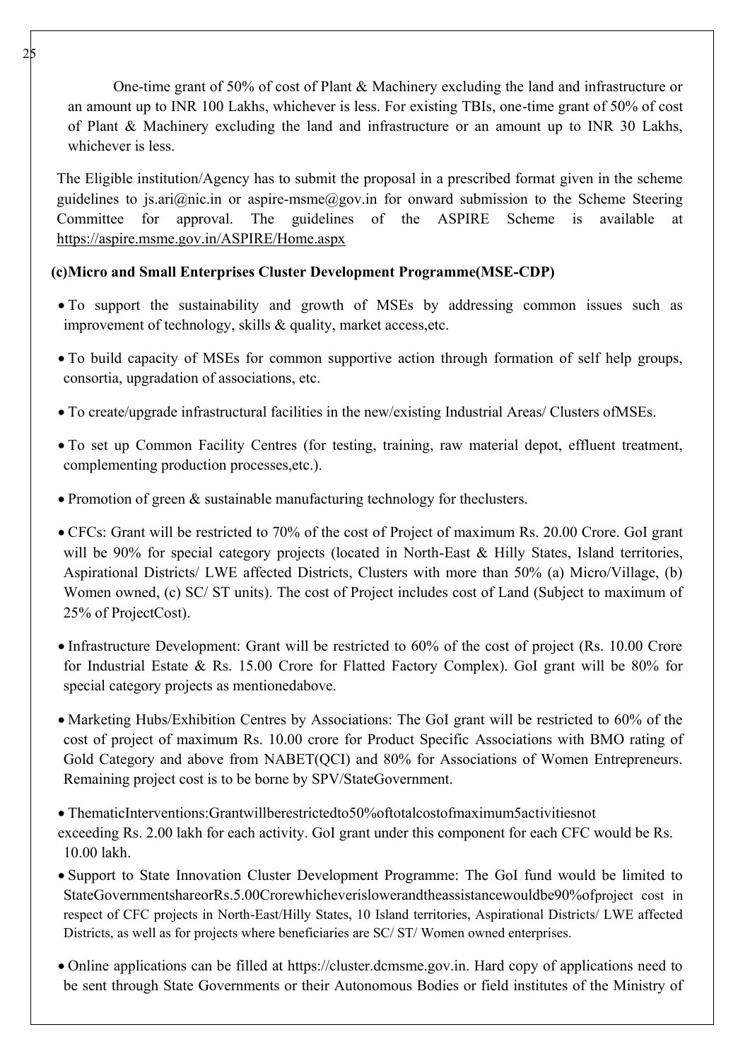One-time grant of 50% of cost of Plant & Machinery excluding the land and infrastructure or an amount up to INR 100 Lakhs, whichever is less. For existing TBIs, one-time grant of 50% of cost of Plant & Machinery excluding the land and infrastructure or an amount up to INR 30 Lakhs, whichever is less.

The Eligible institution/Agency has to submit the proposal in a prescribed format given in the scheme guidelines to js.ari@nic.in or aspire-msme@gov.in for onward submission to the Scheme Steering Committee for approval. The guidelines of the ASPIRE Scheme is available at https://aspire.msme.gov.in/ASPIRE/Home.aspx

**(c)Micro and Small Enterprises Cluster Development Programme(MSE-CDP)**

- To support the sustainability and growth of MSEs by addressing common issues such as improvement of technology, skills & quality, market access,etc.
- To build capacity of MSEs for common supportive action through formation of self help groups, consortia, upgradation of associations, etc.
- To create/upgrade infrastructural facilities in the new/existing Industrial Areas/ Clusters ofMSEs.
- To set up Common Facility Centres (for testing, training, raw material depot, effluent treatment, complementing production processes,etc.).
- Promotion of green & sustainable manufacturing technology for theclusters.
- CFCs: Grant will be restricted to 70% of the cost of Project of maximum Rs. 20.00 Crore. GoI grant will be 90% for special category projects (located in North-East & Hilly States, Island territories, Aspirational Districts/ LWE affected Districts, Clusters with more than 50% (a) Micro/Village, (b) Women owned, (c) SC/ ST units). The cost of Project includes cost of Land (Subject to maximum of 25% of ProjectCost).
- Infrastructure Development: Grant will be restricted to 60% of the cost of project (Rs. 10.00 Crore for Industrial Estate & Rs. 15.00 Crore for Flatted Factory Complex). GoI grant will be 80% for special category projects as mentionedabove.
- Marketing Hubs/Exhibition Centres by Associations: The GoI grant will be restricted to 60% of the cost of project of maximum Rs. 10.00 crore for Product Specific Associations with BMO rating of Gold Category and above from NABET(QCI) and 80% for Associations of Women Entrepreneurs. Remaining project cost is to be borne by SPV/StateGovernment.
- ThematicInterventions:Grantwillberestrictedto50%oftotalcostofmaximum5activitiesnot exceeding Rs. 2.00 lakh for each activity. GoI grant under this component for each CFC would be Rs. 10.00 lakh.
- Support to State Innovation Cluster Development Programme: The GoI fund would be limited to StateGovernmentshareorRs.5.00Crorewhicheverislowerandtheassistancewouldbe90%ofproject cost in respect of CFC projects in North-East/Hilly States, 10 Island territories, Aspirational Districts/ LWE affected Districts, as well as for projects where beneficiaries are SC/ ST/ Women owned enterprises.
- Online applications can be filled at https://cluster.dcmsme.gov.in. Hard copy of applications need to be sent through State Governments or their Autonomous Bodies or field institutes of the Ministry of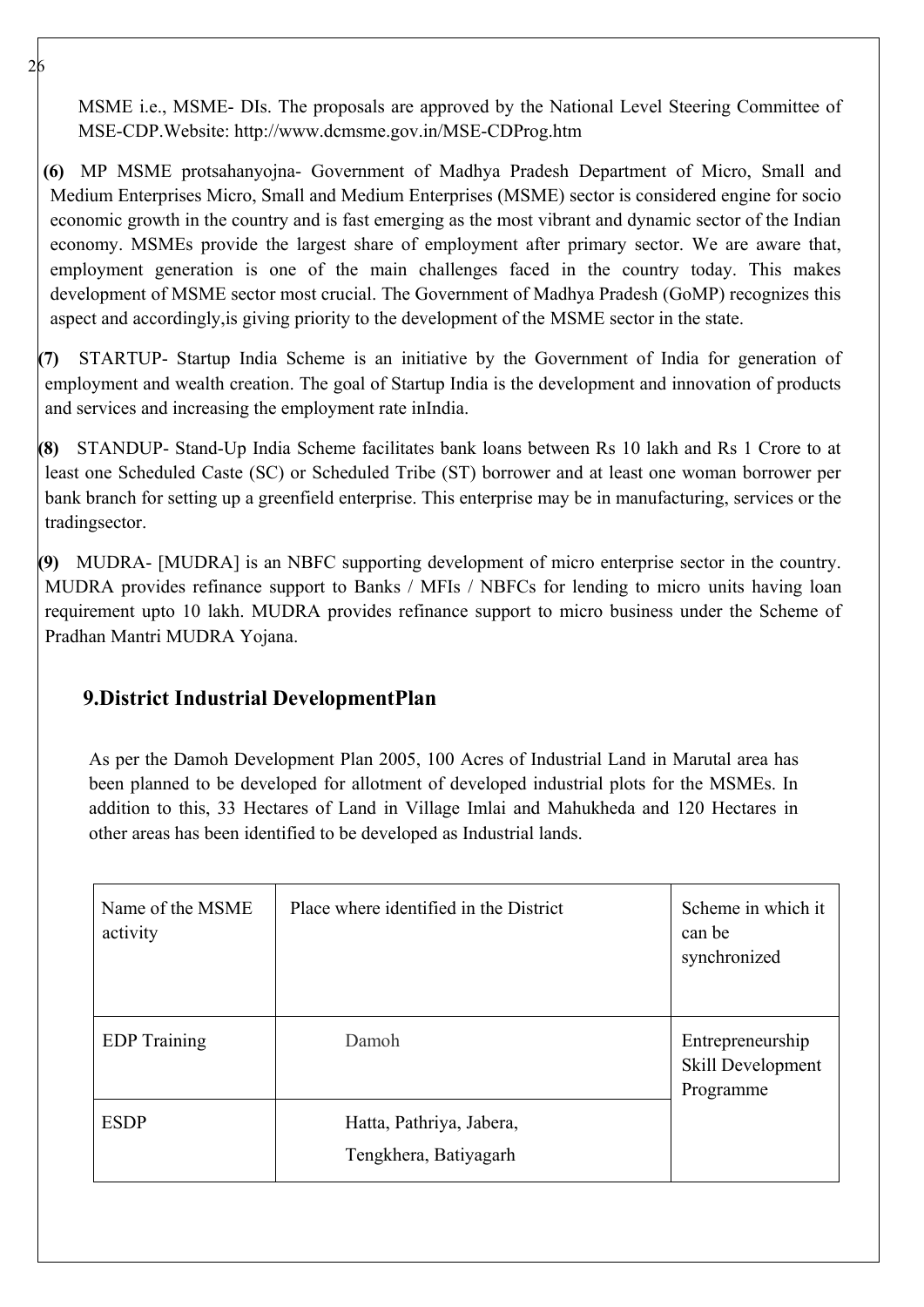MSME i.e., MSME- DIs. The proposals are approved by the National Level Steering Committee of MSE-CDP.Website: http://www.dcmsme.gov.in/MSE-CDProg.htm

**(6)** MP MSME protsahanyojna- Government of Madhya Pradesh Department of Micro, Small and Medium Enterprises Micro, Small and Medium Enterprises (MSME) sector is considered engine for socio economic growth in the country and is fast emerging as the most vibrant and dynamic sector of the Indian economy. MSMEs provide the largest share of employment after primary sector. We are aware that, employment generation is one of the main challenges faced in the country today. This makes development of MSME sector most crucial. The Government of Madhya Pradesh (GoMP) recognizes this aspect and accordingly,is giving priority to the development of the MSME sector in the state.

**(7)** STARTUP- Startup India Scheme is an initiative by the Government of India for generation of employment and wealth creation. The goal of Startup India is the development and innovation of products and services and increasing the employment rate inIndia.

**(8)** STANDUP- Stand-Up India Scheme facilitates bank loans between Rs 10 lakh and Rs 1 Crore to at least one Scheduled Caste (SC) or Scheduled Tribe (ST) borrower and at least one woman borrower per bank branch for setting up a greenfield enterprise. This enterprise may be in manufacturing, services or the tradingsector.

**(9)** MUDRA- [MUDRA] is an NBFC supporting development of micro enterprise sector in the country. MUDRA provides refinance support to Banks / MFIs / NBFCs for lending to micro units having loan requirement upto 10 lakh. MUDRA provides refinance support to micro business under the Scheme of Pradhan Mantri MUDRA Yojana.

## 9.District Industrial DevelopmentPlan

As per the Damoh Development Plan 2005, 100 Acres of Industrial Land in Marutal area has been planned to be developed for allotment of developed industrial plots for the MSMEs. In addition to this, 33 Hectares of Land in Village Imlai and Mahukheda and 120 Hectares in other areas has been identified to be developed as Industrial lands.

| Name of the MSME activity | Place where identified in the District | Scheme in which it can be synchronized |
|---|---|---|
| EDP Training | Damoh | Entrepreneurship Skill Development Programme |
| ESDP | Hatta, Pathriya, Jabera, Tengkhera, Batiyagarh | |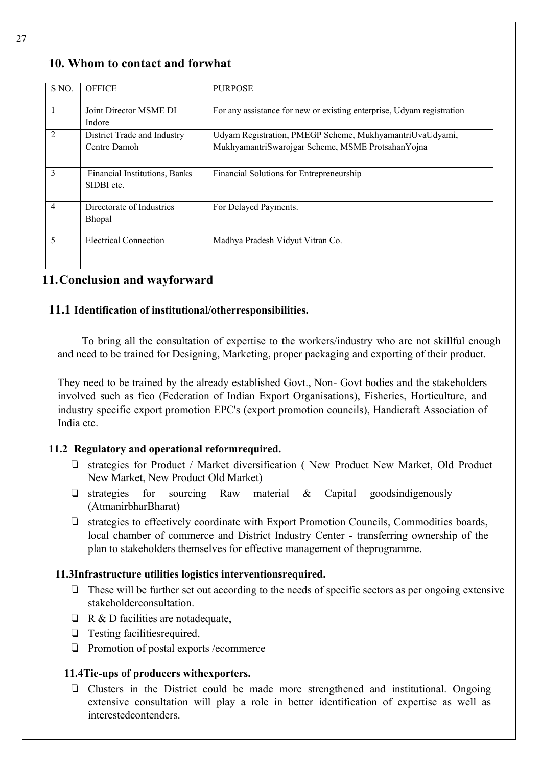## 10. Whom to contact and forwhat

| S NO. | OFFICE | PURPOSE |
|---|---|---|
| 1 | Joint Director MSME DI Indore | For any assistance for new or existing enterprise, Udyam registration |
| 2 | District Trade and Industry Centre Damoh | Udyam Registration, PMEGP Scheme, MukhyamantriUvaUdyami, MukhyamantriSwarojgar Scheme, MSME ProtsahanYojna |
| 3 | Financial Institutions, Banks SIDBI etc. | Financial Solutions for Entrepreneurship |
| 4 | Directorate of Industries Bhopal | For Delayed Payments. |
| 5 | Electrical Connection | Madhya Pradesh Vidyut Vitran Co. |

## 11. Conclusion and wayforward

### 11.1 Identification of institutional/otherresponsibilities.

To bring all the consultation of expertise to the workers/industry who are not skillful enough and need to be trained for Designing, Marketing, proper packaging and exporting of their product.

They need to be trained by the already established Govt., Non- Govt bodies and the stakeholders involved such as fieo (Federation of Indian Export Organisations), Fisheries, Horticulture, and industry specific export promotion EPC's (export promotion councils), Handicraft Association of India etc.

### 11.2 Regulatory and operational reformrequired.

- strategies for Product / Market diversification ( New Product New Market, Old Product New Market, New Product Old Market)
- strategies for sourcing Raw material & Capital goodsindigenously (AtmanirbharBharat)
- strategies to effectively coordinate with Export Promotion Councils, Commodities boards, local chamber of commerce and District Industry Center - transferring ownership of the plan to stakeholders themselves for effective management of theprogramme.

### 11.3Infrastructure utilities logistics interventionsrequired.

- These will be further set out according to the needs of specific sectors as per ongoing extensive stakeholderconsultation.
- R & D facilities are notadequate,
- Testing facilitiesrequired,
- Promotion of postal exports /ecommerce

### 11.4Tie-ups of producers withexporters.

- Clusters in the District could be made more strengthened and institutional. Ongoing extensive consultation will play a role in better identification of expertise as well as interestedcontenders.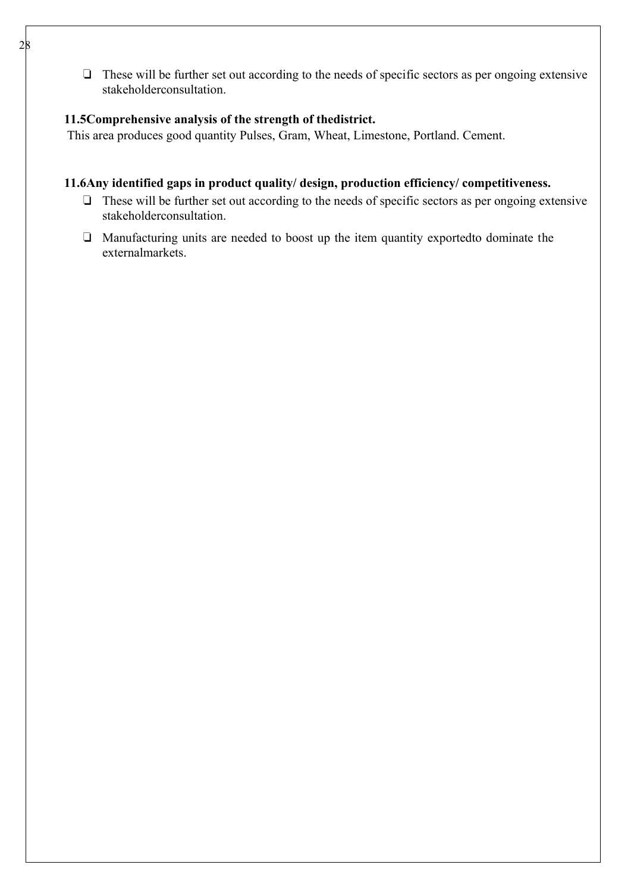- These will be further set out according to the needs of specific sectors as per ongoing extensive stakeholderconsultation.

**11.5Comprehensive analysis of the strength of thedistrict.**

This area produces good quantity Pulses, Gram, Wheat, Limestone, Portland. Cement.

**11.6Any identified gaps in product quality/ design, production efficiency/ competitiveness.**

- These will be further set out according to the needs of specific sectors as per ongoing extensive stakeholderconsultation.
- Manufacturing units are needed to boost up the item quantity exportedto dominate the externalmarkets.